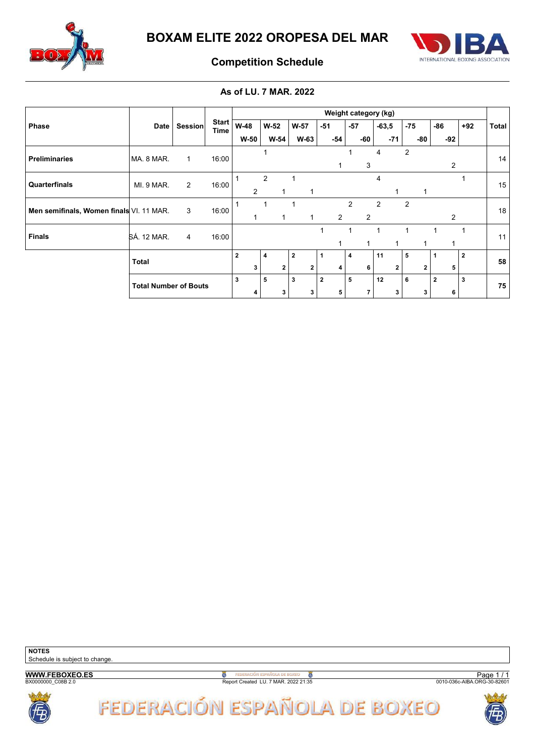# BOXAM ELITE 2022 OROPESA DEL MAR

## Competition Schedule

### As of LU. 7 MAR. 2022

| Phase | Date | Session | Start Time | Weight category (kg) | | | | | | | | | | | | | | | | | | Total |
|---|---|---|---|---|---|---|---|---|---|---|---|---|---|---|---|---|---|---|---|---|---|---|
| | | | | W-48 | W-50 | W-52 | W-54 | W-57 | W-63 | -51 | -54 | -57 | -60 | -63,5 | -71 | -75 | -80 | -86 | -92 | +92 | | |
| Preliminaries | MA. 8 MAR. | 1 | 16:00 | | | 1 | | | | | 1 | 1 | 3 | 4 | | 2 | | | 2 | | | 14 |
| Quarterfinals | MI. 9 MAR. | 2 | 16:00 | 1 | 2 | 2 | 1 | 1 | 1 | | | | | 4 | 1 | | 1 | | | 1 | | 15 |
| Men semifinals, Women finals | VI. 11 MAR. | 3 | 16:00 | 1 | 1 | 1 | 1 | 1 | 1 | | 2 | 2 | 2 | 2 | | 2 | | | 2 | | | 18 |
| Finals | SÁ. 12 MAR. | 4 | 16:00 | | | | | | | 1 | 1 | 1 | 1 | 1 | 1 | 1 | 1 | 1 | 1 | 1 | | 11 |
| | **Total** | | | **2** | **3** | **4** | **2** | **2** | **2** | **1** | **4** | **4** | **6** | **11** | **2** | **5** | **2** | **1** | **5** | **2** | | **58** |
| | **Total Number of Bouts** | | | **3** | **4** | **5** | **3** | **3** | **3** | **2** | **5** | **5** | **7** | **12** | **3** | **6** | **3** | **2** | **6** | **3** | | **75** |

**NOTES**
Schedule is subject to change.

**WWW.FEBOXEO.ES**
BX0000000_C08B 2.0

Report Created LU. 7 MAR. 2022 21:35

0010-036c-AIBA.ORG-30-82601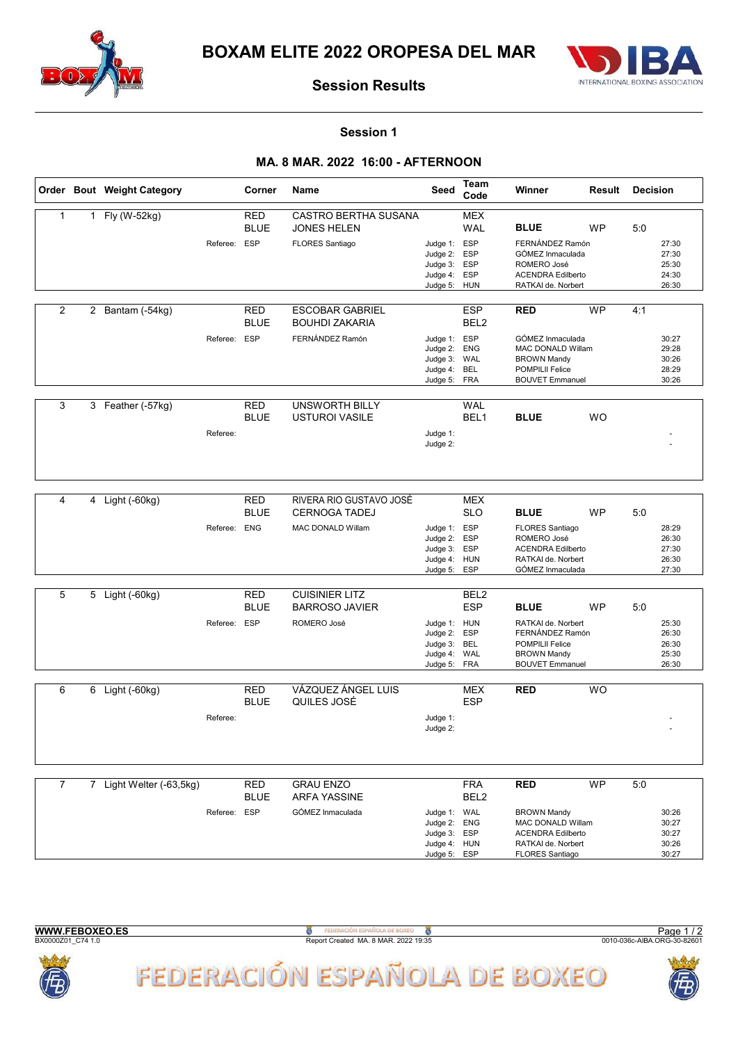# BOXAM ELITE 2022 OROPESA DEL MAR

## Session Results

### Session 1

### MA. 8 MAR. 2022 16:00 - AFTERNOON

| Order | Bout | Weight Category | Corner | Name | Seed | Team Code | Winner | Result | Decision |
|---|---|---|---|---|---|---|---|---|---|
| 1 | 1 | Fly (W-52kg) | RED | CASTRO BERTHA SUSANA | | MEX | | | |
| | | | BLUE | JONES HELEN | | WAL | **BLUE** | WP | 5:0 |
| | | Referee: ESP | | FLORES Santiago | Judge 1: | ESP | FERNÁNDEZ Ramón | | 27:30 |
| | | | | | Judge 2: | ESP | GÓMEZ Inmaculada | | 27:30 |
| | | | | | Judge 3: | ESP | ROMERO José | | 25:30 |
| | | | | | Judge 4: | ESP | ACENDRA Edilberto | | 24:30 |
| | | | | | Judge 5: | HUN | RATKAI de. Norbert | | 26:30 |
| 2 | 2 | Bantam (-54kg) | RED | ESCOBAR GABRIEL | | ESP | **RED** | WP | 4:1 |
| | | | BLUE | BOUHDI ZAKARIA | | BEL2 | | | |
| | | Referee: ESP | | FERNÁNDEZ Ramón | Judge 1: | ESP | GÓMEZ Inmaculada | | 30:27 |
| | | | | | Judge 2: | ENG | MAC DONALD Willam | | 29:28 |
| | | | | | Judge 3: | WAL | BROWN Mandy | | 30:26 |
| | | | | | Judge 4: | BEL | POMPILII Felice | | 28:29 |
| | | | | | Judge 5: | FRA | BOUVET Emmanuel | | 30:26 |
| 3 | 3 | Feather (-57kg) | RED | UNSWORTH BILLY | | WAL | | | |
| | | | BLUE | USTUROI VASILE | | BEL1 | **BLUE** | WO | |
| | | Referee: | | | Judge 1: | | | | - |
| | | | | | Judge 2: | | | | - |
| 4 | 4 | Light (-60kg) | RED | RIVERA RIO GUSTAVO JOSÉ | | MEX | | | |
| | | | BLUE | CERNOGA TADEJ | | SLO | **BLUE** | WP | 5:0 |
| | | Referee: ENG | | MAC DONALD Willam | Judge 1: | ESP | FLORES Santiago | | 28:29 |
| | | | | | Judge 2: | ESP | ROMERO José | | 26:30 |
| | | | | | Judge 3: | ESP | ACENDRA Edilberto | | 27:30 |
| | | | | | Judge 4: | HUN | RATKAI de. Norbert | | 26:30 |
| | | | | | Judge 5: | ESP | GÓMEZ Inmaculada | | 27:30 |
| 5 | 5 | Light (-60kg) | RED | CUISINIER LITZ | | BEL2 | | | |
| | | | BLUE | BARROSO JAVIER | | ESP | **BLUE** | WP | 5:0 |
| | | Referee: ESP | | ROMERO José | Judge 1: | HUN | RATKAI de. Norbert | | 25:30 |
| | | | | | Judge 2: | ESP | FERNÁNDEZ Ramón | | 26:30 |
| | | | | | Judge 3: | BEL | POMPILII Felice | | 26:30 |
| | | | | | Judge 4: | WAL | BROWN Mandy | | 25:30 |
| | | | | | Judge 5: | FRA | BOUVET Emmanuel | | 26:30 |
| 6 | 6 | Light (-60kg) | RED | VÁZQUEZ ÁNGEL LUIS | | MEX | **RED** | WO | |
| | | | BLUE | QUILES JOSÉ | | ESP | | | |
| | | Referee: | | | Judge 1: | | | | - |
| | | | | | Judge 2: | | | | - |
| 7 | 7 | Light Welter (-63,5kg) | RED | GRAU ENZO | | FRA | **RED** | WP | 5:0 |
| | | | BLUE | ARFA YASSINE | | BEL2 | | | |
| | | Referee: ESP | | GÓMEZ Inmaculada | Judge 1: | WAL | BROWN Mandy | | 30:26 |
| | | | | | Judge 2: | ENG | MAC DONALD Willam | | 30:27 |
| | | | | | Judge 3: | ESP | ACENDRA Edilberto | | 30:27 |
| | | | | | Judge 4: | HUN | RATKAI de. Norbert | | 30:26 |
| | | | | | Judge 5: | ESP | FLORES Santiago | | 30:27 |

**WWW.FEBOXEO.ES**
BX0000Z01_C74 1.0

Report Created MA. 8 MAR. 2022 19:35

0010-036c-AIBA.ORG-30-82601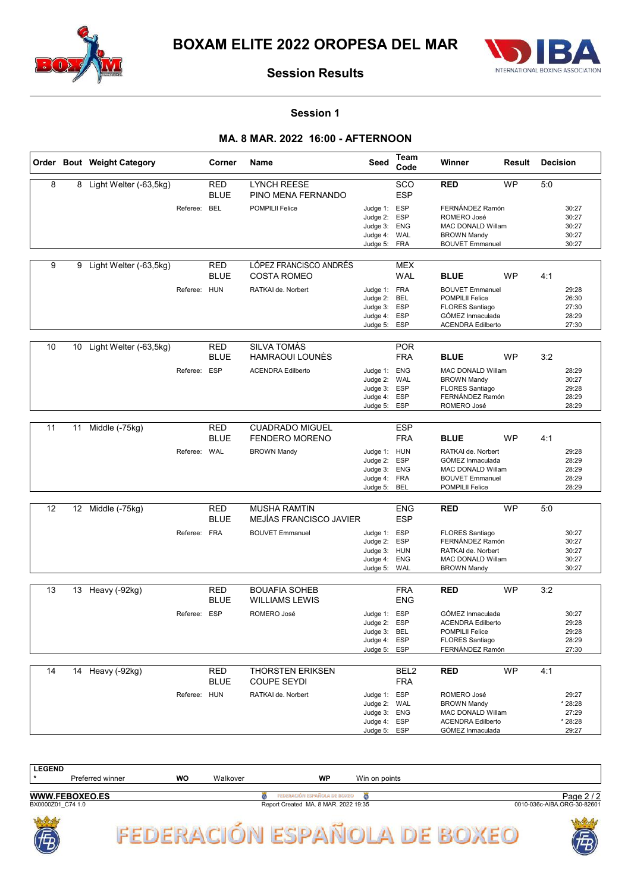# BOXAM ELITE 2022 OROPESA DEL MAR

## Session Results

### Session 1

### MA. 8 MAR. 2022 16:00 - AFTERNOON

| Order | Bout | Weight Category | Corner | Name | Seed | Team Code | Winner | Result | Decision |
|---|---|---|---|---|---|---|---|---|---|
| 8 | 8 | Light Welter (-63,5kg) | RED | LYNCH REESE | | SCO | RED | WP | 5:0 |
| | | | BLUE | PINO MENA FERNANDO | | ESP | | | |
| | | Referee: | BEL | POMPILII Felice | Judge 1: | ESP | FERNÁNDEZ Ramón | | 30:27 |
| | | | | | Judge 2: | ESP | ROMERO José | | 30:27 |
| | | | | | Judge 3: | ENG | MAC DONALD Willam | | 30:27 |
| | | | | | Judge 4: | WAL | BROWN Mandy | | 30:27 |
| | | | | | Judge 5: | FRA | BOUVET Emmanuel | | 30:27 |
| 9 | 9 | Light Welter (-63,5kg) | RED | LÓPEZ FRANCISCO ANDRÉS | | MEX | | | |
| | | | BLUE | COSTA ROMEO | | WAL | BLUE | WP | 4:1 |
| | | Referee: | HUN | RATKAI de. Norbert | Judge 1: | FRA | BOUVET Emmanuel | | 29:28 |
| | | | | | Judge 2: | BEL | POMPILII Felice | | 26:30 |
| | | | | | Judge 3: | ESP | FLORES Santiago | | 27:30 |
| | | | | | Judge 4: | ESP | GÓMEZ Inmaculada | | 28:29 |
| | | | | | Judge 5: | ESP | ACENDRA Edilberto | | 27:30 |
| 10 | 10 | Light Welter (-63,5kg) | RED | SILVA TOMÁS | | POR | | | |
| | | | BLUE | HAMRAOUI LOUNÈS | | FRA | BLUE | WP | 3:2 |
| | | Referee: | ESP | ACENDRA Edilberto | Judge 1: | ENG | MAC DONALD Willam | | 28:29 |
| | | | | | Judge 2: | WAL | BROWN Mandy | | 30:27 |
| | | | | | Judge 3: | ESP | FLORES Santiago | | 29:28 |
| | | | | | Judge 4: | ESP | FERNÁNDEZ Ramón | | 28:29 |
| | | | | | Judge 5: | ESP | ROMERO José | | 28:29 |
| 11 | 11 | Middle (-75kg) | RED | CUADRADO MIGUEL | | ESP | | | |
| | | | BLUE | FENDERO MORENO | | FRA | BLUE | WP | 4:1 |
| | | Referee: | WAL | BROWN Mandy | Judge 1: | HUN | RATKAI de. Norbert | | 29:28 |
| | | | | | Judge 2: | ESP | GÓMEZ Inmaculada | | 28:29 |
| | | | | | Judge 3: | ENG | MAC DONALD Willam | | 28:29 |
| | | | | | Judge 4: | FRA | BOUVET Emmanuel | | 28:29 |
| | | | | | Judge 5: | BEL | POMPILII Felice | | 28:29 |
| 12 | 12 | Middle (-75kg) | RED | MUSHA RAMTIN | | ENG | RED | WP | 5:0 |
| | | | BLUE | MEJÍAS FRANCISCO JAVIER | | ESP | | | |
| | | Referee: | FRA | BOUVET Emmanuel | Judge 1: | ESP | FLORES Santiago | | 30:27 |
| | | | | | Judge 2: | ESP | FERNÁNDEZ Ramón | | 30:27 |
| | | | | | Judge 3: | HUN | RATKAI de. Norbert | | 30:27 |
| | | | | | Judge 4: | ENG | MAC DONALD Willam | | 30:27 |
| | | | | | Judge 5: | WAL | BROWN Mandy | | 30:27 |
| 13 | 13 | Heavy (-92kg) | RED | BOUAFIA SOHEB | | FRA | RED | WP | 3:2 |
| | | | BLUE | WILLIAMS LEWIS | | ENG | | | |
| | | Referee: | ESP | ROMERO José | Judge 1: | ESP | GÓMEZ Inmaculada | | 30:27 |
| | | | | | Judge 2: | ESP | ACENDRA Edilberto | | 29:28 |
| | | | | | Judge 3: | BEL | POMPILII Felice | | 29:28 |
| | | | | | Judge 4: | ESP | FLORES Santiago | | 28:29 |
| | | | | | Judge 5: | ESP | FERNÁNDEZ Ramón | | 27:30 |
| 14 | 14 | Heavy (-92kg) | RED | THORSTEN ERIKSEN | | BEL2 | RED | WP | 4:1 |
| | | | BLUE | COUPE SEYDI | | FRA | | | |
| | | Referee: | HUN | RATKAI de. Norbert | Judge 1: | ESP | ROMERO José | | 29:27 |
| | | | | | Judge 2: | WAL | BROWN Mandy | | * 28:28 |
| | | | | | Judge 3: | ENG | MAC DONALD Willam | | 27:29 |
| | | | | | Judge 4: | ESP | ACENDRA Edilberto | | * 28:28 |
| | | | | | Judge 5: | ESP | GÓMEZ Inmaculada | | 29:27 |

**LEGEND**

| * | Preferred winner | WO | Walkover | WP | Win on points |
|---|---|---|---|---|---|

**WWW.FEBOXEO.ES**

BX0000Z01_C74 1.0 — Report Created MA. 8 MAR. 2022 19:35 — 0010-036c-AIBA.ORG-30-82601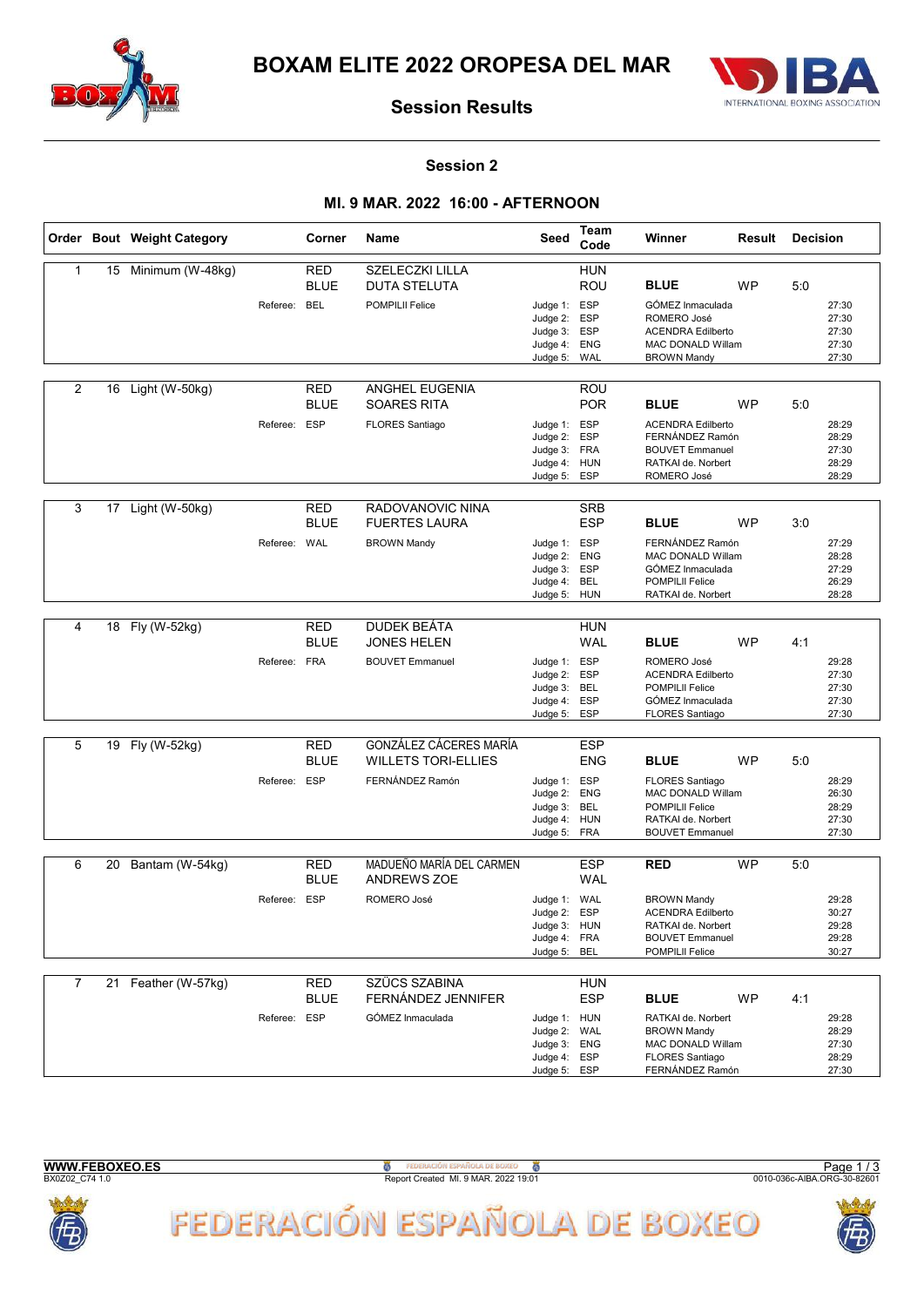# BOXAM ELITE 2022 OROPESA DEL MAR

## Session Results

### Session 2

### MI. 9 MAR. 2022 16:00 - AFTERNOON

| Order | Bout | Weight Category | Corner | Name | Seed | Team Code | Winner | Result | Decision |
|---|---|---|---|---|---|---|---|---|---|
| 1 | 15 | Minimum (W-48kg) | RED | SZELECZKI LILLA | | HUN | | | |
| | | | BLUE | DUTA STELUTA | | ROU | **BLUE** | WP | 5:0 |
| | | Referee: BEL | | POMPILII Felice | Judge 1: | ESP | GÓMEZ Inmaculada | | 27:30 |
| | | | | | Judge 2: | ESP | ROMERO José | | 27:30 |
| | | | | | Judge 3: | ESP | ACENDRA Edilberto | | 27:30 |
| | | | | | Judge 4: | ENG | MAC DONALD Willam | | 27:30 |
| | | | | | Judge 5: | WAL | BROWN Mandy | | 27:30 |
| 2 | 16 | Light (W-50kg) | RED | ANGHEL EUGENIA | | ROU | | | |
| | | | BLUE | SOARES RITA | | POR | **BLUE** | WP | 5:0 |
| | | Referee: ESP | | FLORES Santiago | Judge 1: | ESP | ACENDRA Edilberto | | 28:29 |
| | | | | | Judge 2: | ESP | FERNÁNDEZ Ramón | | 28:29 |
| | | | | | Judge 3: | FRA | BOUVET Emmanuel | | 27:30 |
| | | | | | Judge 4: | HUN | RATKAI de. Norbert | | 28:29 |
| | | | | | Judge 5: | ESP | ROMERO José | | 28:29 |
| 3 | 17 | Light (W-50kg) | RED | RADOVANOVIC NINA | | SRB | | | |
| | | | BLUE | FUERTES LAURA | | ESP | **BLUE** | WP | 3:0 |
| | | Referee: WAL | | BROWN Mandy | Judge 1: | ESP | FERNÁNDEZ Ramón | | 27:29 |
| | | | | | Judge 2: | ENG | MAC DONALD Willam | | 28:28 |
| | | | | | Judge 3: | ESP | GÓMEZ Inmaculada | | 27:29 |
| | | | | | Judge 4: | BEL | POMPILII Felice | | 26:29 |
| | | | | | Judge 5: | HUN | RATKAI de. Norbert | | 28:28 |
| 4 | 18 | Fly (W-52kg) | RED | DUDEK BEÁTA | | HUN | | | |
| | | | BLUE | JONES HELEN | | WAL | **BLUE** | WP | 4:1 |
| | | Referee: FRA | | BOUVET Emmanuel | Judge 1: | ESP | ROMERO José | | 29:28 |
| | | | | | Judge 2: | ESP | ACENDRA Edilberto | | 27:30 |
| | | | | | Judge 3: | BEL | POMPILII Felice | | 27:30 |
| | | | | | Judge 4: | ESP | GÓMEZ Inmaculada | | 27:30 |
| | | | | | Judge 5: | ESP | FLORES Santiago | | 27:30 |
| 5 | 19 | Fly (W-52kg) | RED | GONZÁLEZ CÁCERES MARÍA | | ESP | | | |
| | | | BLUE | WILLETS TORI-ELLIES | | ENG | **BLUE** | WP | 5:0 |
| | | Referee: ESP | | FERNÁNDEZ Ramón | Judge 1: | ESP | FLORES Santiago | | 28:29 |
| | | | | | Judge 2: | ENG | MAC DONALD Willam | | 26:30 |
| | | | | | Judge 3: | BEL | POMPILII Felice | | 28:29 |
| | | | | | Judge 4: | HUN | RATKAI de. Norbert | | 27:30 |
| | | | | | Judge 5: | FRA | BOUVET Emmanuel | | 27:30 |
| 6 | 20 | Bantam (W-54kg) | RED | MADUEÑO MARÍA DEL CARMEN | | ESP | **RED** | WP | 5:0 |
| | | | BLUE | ANDREWS ZOE | | WAL | | | |
| | | Referee: ESP | | ROMERO José | Judge 1: | WAL | BROWN Mandy | | 29:28 |
| | | | | | Judge 2: | ESP | ACENDRA Edilberto | | 30:27 |
| | | | | | Judge 3: | HUN | RATKAI de. Norbert | | 29:28 |
| | | | | | Judge 4: | FRA | BOUVET Emmanuel | | 29:28 |
| | | | | | Judge 5: | BEL | POMPILII Felice | | 30:27 |
| 7 | 21 | Feather (W-57kg) | RED | SZÜCS SZABINA | | HUN | | | |
| | | | BLUE | FERNÁNDEZ JENNIFER | | ESP | **BLUE** | WP | 4:1 |
| | | Referee: ESP | | GÓMEZ Inmaculada | Judge 1: | HUN | RATKAI de. Norbert | | 29:28 |
| | | | | | Judge 2: | WAL | BROWN Mandy | | 28:29 |
| | | | | | Judge 3: | ENG | MAC DONALD Willam | | 27:30 |
| | | | | | Judge 4: | ESP | FLORES Santiago | | 28:29 |
| | | | | | Judge 5: | ESP | FERNÁNDEZ Ramón | | 27:30 |

WWW.FEBOXEO.ES
BX0Z02_C74 1.0

Report Created MI. 9 MAR. 2022 19:01

0010-036c-AIBA.ORG-30-82601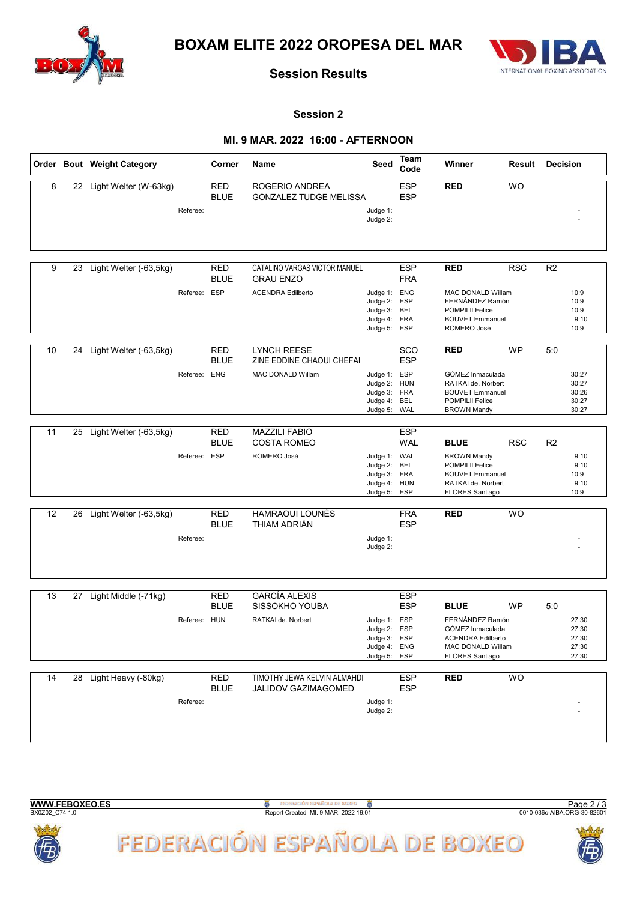# BOXAM ELITE 2022 OROPESA DEL MAR

## Session Results

### Session 2

### MI. 9 MAR. 2022 16:00 - AFTERNOON

| Order | Bout | Weight Category | Corner | Name | Seed | Team Code | Winner | Result | Decision |
|---|---|---|---|---|---|---|---|---|---|
| 8 | 22 | Light Welter (W-63kg) | RED | ROGERIO ANDREA | | ESP | **RED** | WO | |
| | | | BLUE | GONZALEZ TUDGE MELISSA | | ESP | | | |
| | | Referee: | | | Judge 1: | | | | - |
| | | | | | Judge 2: | | | | - |
| 9 | 23 | Light Welter (-63,5kg) | RED | CATALINO VARGAS VICTOR MANUEL | | ESP | **RED** | RSC | R2 |
| | | | BLUE | GRAU ENZO | | FRA | | | |
| | | Referee: | ESP | ACENDRA Edilberto | Judge 1: | ENG | MAC DONALD Willam | | 10:9 |
| | | | | | Judge 2: | ESP | FERNÁNDEZ Ramón | | 10:9 |
| | | | | | Judge 3: | BEL | POMPILII Felice | | 10:9 |
| | | | | | Judge 4: | FRA | BOUVET Emmanuel | | 9:10 |
| | | | | | Judge 5: | ESP | ROMERO José | | 10:9 |
| 10 | 24 | Light Welter (-63,5kg) | RED | LYNCH REESE | | SCO | **RED** | WP | 5:0 |
| | | | BLUE | ZINE EDDINE CHAOUI CHEFAI | | ESP | | | |
| | | Referee: | ENG | MAC DONALD Willam | Judge 1: | ESP | GÓMEZ Inmaculada | | 30:27 |
| | | | | | Judge 2: | HUN | RATKAI de. Norbert | | 30:27 |
| | | | | | Judge 3: | FRA | BOUVET Emmanuel | | 30:26 |
| | | | | | Judge 4: | BEL | POMPILII Felice | | 30:27 |
| | | | | | Judge 5: | WAL | BROWN Mandy | | 30:27 |
| 11 | 25 | Light Welter (-63,5kg) | RED | MAZZILI FABIO | | ESP | | | |
| | | | BLUE | COSTA ROMEO | | WAL | **BLUE** | RSC | R2 |
| | | Referee: | ESP | ROMERO José | Judge 1: | WAL | BROWN Mandy | | 9:10 |
| | | | | | Judge 2: | BEL | POMPILII Felice | | 9:10 |
| | | | | | Judge 3: | FRA | BOUVET Emmanuel | | 10:9 |
| | | | | | Judge 4: | HUN | RATKAI de. Norbert | | 9:10 |
| | | | | | Judge 5: | ESP | FLORES Santiago | | 10:9 |
| 12 | 26 | Light Welter (-63,5kg) | RED | HAMRAOUI LOUNÈS | | FRA | **RED** | WO | |
| | | | BLUE | THIAM ADRIÁN | | ESP | | | |
| | | Referee: | | | Judge 1: | | | | - |
| | | | | | Judge 2: | | | | - |
| 13 | 27 | Light Middle (-71kg) | RED | GARCÍA ALEXIS | | ESP | | | |
| | | | BLUE | SISSOKHO YOUBA | | ESP | **BLUE** | WP | 5:0 |
| | | Referee: | HUN | RATKAI de. Norbert | Judge 1: | ESP | FERNÁNDEZ Ramón | | 27:30 |
| | | | | | Judge 2: | ESP | GÓMEZ Inmaculada | | 27:30 |
| | | | | | Judge 3: | ESP | ACENDRA Edilberto | | 27:30 |
| | | | | | Judge 4: | ENG | MAC DONALD Willam | | 27:30 |
| | | | | | Judge 5: | ESP | FLORES Santiago | | 27:30 |
| 14 | 28 | Light Heavy (-80kg) | RED | TIMOTHY JEWA KELVIN ALMAHDI | | ESP | **RED** | WO | |
| | | | BLUE | JALIDOV GAZIMAGOMED | | ESP | | | |
| | | Referee: | | | Judge 1: | | | | - |
| | | | | | Judge 2: | | | | - |

**WWW.FEBOXEO.ES**
BX0Z02_C74 1.0
Report Created MI. 9 MAR. 2022 19:01
0010-036c-AIBA.ORG-30-82601

FEDERACIÓN ESPAÑOLA DE BOXEO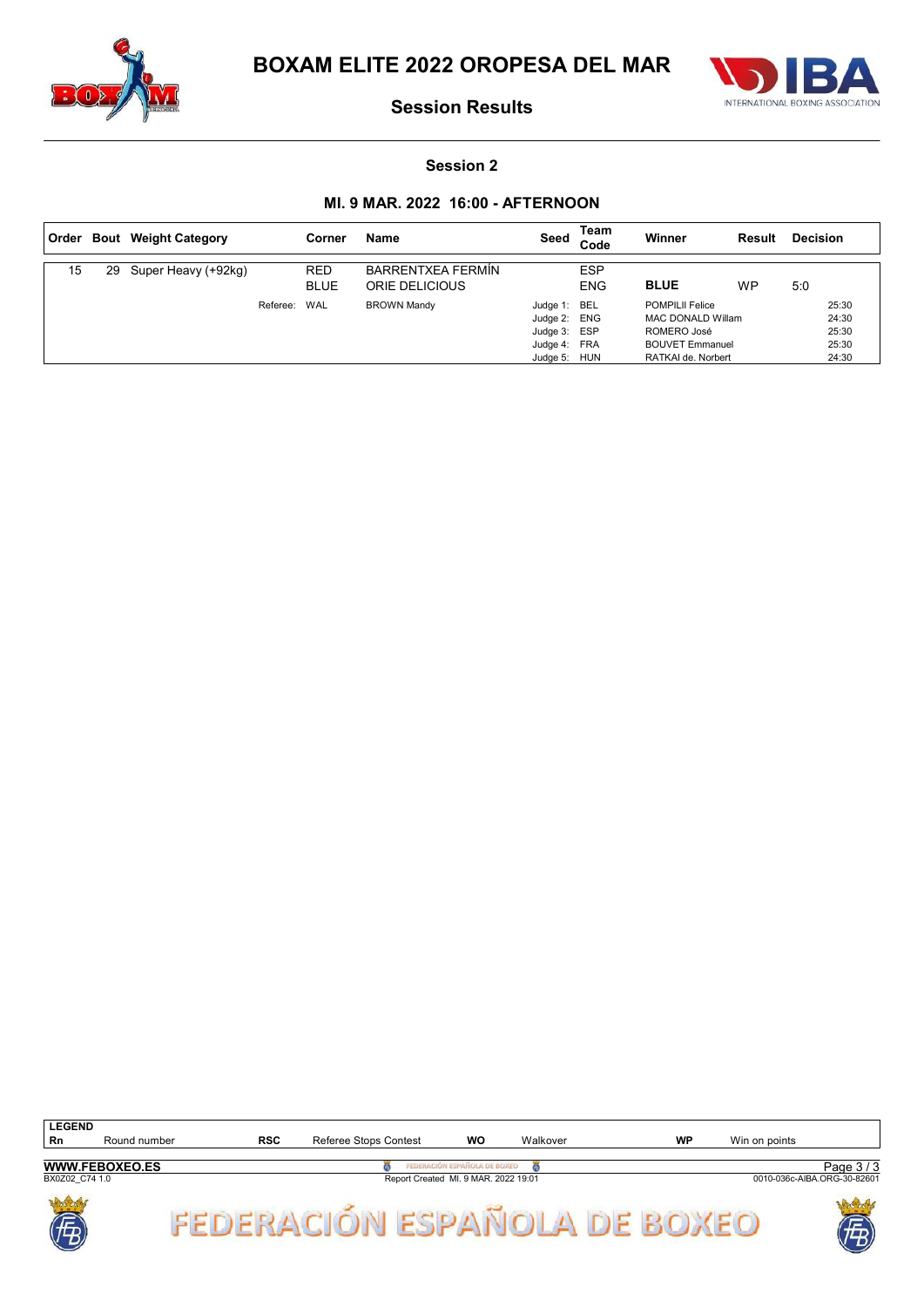# BOXAM ELITE 2022 OROPESA DEL MAR

## Session Results

### Session 2

### MI. 9 MAR. 2022 16:00 - AFTERNOON

| Order | Bout | Weight Category | Corner | Name | Seed | Team Code | Winner | Result | Decision |
|---|---|---|---|---|---|---|---|---|---|
| 15 | 29 | Super Heavy (+92kg) | RED | BARRENTXEA FERMÍN | | ESP | | | |
| | | | BLUE | ORIE DELICIOUS | | ENG | **BLUE** | WP | 5:0 |
| | | Referee: | WAL | BROWN Mandy | Judge 1: | BEL | POMPILII Felice | | 25:30 |
| | | | | | Judge 2: | ENG | MAC DONALD Willam | | 24:30 |
| | | | | | Judge 3: | ESP | ROMERO José | | 25:30 |
| | | | | | Judge 4: | FRA | BOUVET Emmanuel | | 25:30 |
| | | | | | Judge 5: | HUN | RATKAI de. Norbert | | 24:30 |

| LEGEND | | | | | | | |
|---|---|---|---|---|---|---|---|
| Rn | Round number | RSC | Referee Stops Contest | WO | Walkover | WP | Win on points |

WWW.FEBOXEO.ES

BX0Z02_C74 1.0

Report Created MI. 9 MAR. 2022 19:01

0010-036c-AIBA.ORG-30-82601

FEDERACIÓN ESPAÑOLA DE BOXEO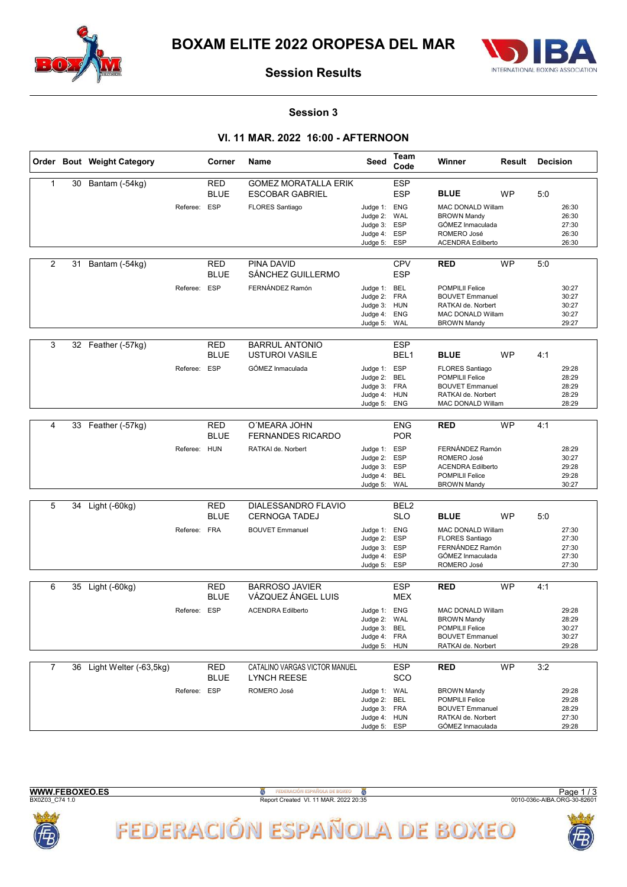# BOXAM ELITE 2022 OROPESA DEL MAR

## Session Results

### Session 3

### VI. 11 MAR. 2022 16:00 - AFTERNOON

| Order | Bout | Weight Category | Corner | Name | Seed | Team Code | Winner | Result | Decision |
|---|---|---|---|---|---|---|---|---|---|
| 1 | 30 | Bantam (-54kg) | RED | GOMEZ MORATALLA ERIK | | ESP | | | |
| | | | BLUE | ESCOBAR GABRIEL | | ESP | **BLUE** | WP | 5:0 |
| | | Referee: ESP | | FLORES Santiago | Judge 1: | ENG | MAC DONALD Willam | | 26:30 |
| | | | | | Judge 2: | WAL | BROWN Mandy | | 26:30 |
| | | | | | Judge 3: | ESP | GÓMEZ Inmaculada | | 27:30 |
| | | | | | Judge 4: | ESP | ROMERO José | | 26:30 |
| | | | | | Judge 5: | ESP | ACENDRA Edilberto | | 26:30 |
| 2 | 31 | Bantam (-54kg) | RED | PINA DAVID | | CPV | **RED** | WP | 5:0 |
| | | | BLUE | SÁNCHEZ GUILLERMO | | ESP | | | |
| | | Referee: ESP | | FERNÁNDEZ Ramón | Judge 1: | BEL | POMPILII Felice | | 30:27 |
| | | | | | Judge 2: | FRA | BOUVET Emmanuel | | 30:27 |
| | | | | | Judge 3: | HUN | RATKAI de. Norbert | | 30:27 |
| | | | | | Judge 4: | ENG | MAC DONALD Willam | | 30:27 |
| | | | | | Judge 5: | WAL | BROWN Mandy | | 29:27 |
| 3 | 32 | Feather (-57kg) | RED | BARRUL ANTONIO | | ESP | | | |
| | | | BLUE | USTUROI VASILE | | BEL1 | **BLUE** | WP | 4:1 |
| | | Referee: ESP | | GÓMEZ Inmaculada | Judge 1: | ESP | FLORES Santiago | | 29:28 |
| | | | | | Judge 2: | BEL | POMPILII Felice | | 28:29 |
| | | | | | Judge 3: | FRA | BOUVET Emmanuel | | 28:29 |
| | | | | | Judge 4: | HUN | RATKAI de. Norbert | | 28:29 |
| | | | | | Judge 5: | ENG | MAC DONALD Willam | | 28:29 |
| 4 | 33 | Feather (-57kg) | RED | O´MEARA JOHN | | ENG | **RED** | WP | 4:1 |
| | | | BLUE | FERNANDES RICARDO | | POR | | | |
| | | Referee: HUN | | RATKAI de. Norbert | Judge 1: | ESP | FERNÁNDEZ Ramón | | 28:29 |
| | | | | | Judge 2: | ESP | ROMERO José | | 30:27 |
| | | | | | Judge 3: | ESP | ACENDRA Edilberto | | 29:28 |
| | | | | | Judge 4: | BEL | POMPILII Felice | | 29:28 |
| | | | | | Judge 5: | WAL | BROWN Mandy | | 30:27 |
| 5 | 34 | Light (-60kg) | RED | DIALESSANDRO FLAVIO | | BEL2 | | | |
| | | | BLUE | CERNOGA TADEJ | | SLO | **BLUE** | WP | 5:0 |
| | | Referee: FRA | | BOUVET Emmanuel | Judge 1: | ENG | MAC DONALD Willam | | 27:30 |
| | | | | | Judge 2: | ESP | FLORES Santiago | | 27:30 |
| | | | | | Judge 3: | ESP | FERNÁNDEZ Ramón | | 27:30 |
| | | | | | Judge 4: | ESP | GÓMEZ Inmaculada | | 27:30 |
| | | | | | Judge 5: | ESP | ROMERO José | | 27:30 |
| 6 | 35 | Light (-60kg) | RED | BARROSO JAVIER | | ESP | **RED** | WP | 4:1 |
| | | | BLUE | VÁZQUEZ ÁNGEL LUIS | | MEX | | | |
| | | Referee: ESP | | ACENDRA Edilberto | Judge 1: | ENG | MAC DONALD Willam | | 29:28 |
| | | | | | Judge 2: | WAL | BROWN Mandy | | 28:29 |
| | | | | | Judge 3: | BEL | POMPILII Felice | | 30:27 |
| | | | | | Judge 4: | FRA | BOUVET Emmanuel | | 30:27 |
| | | | | | Judge 5: | HUN | RATKAI de. Norbert | | 29:28 |
| 7 | 36 | Light Welter (-63,5kg) | RED | CATALINO VARGAS VICTOR MANUEL | | ESP | **RED** | WP | 3:2 |
| | | | BLUE | LYNCH REESE | | SCO | | | |
| | | Referee: ESP | | ROMERO José | Judge 1: | WAL | BROWN Mandy | | 29:28 |
| | | | | | Judge 2: | BEL | POMPILII Felice | | 29:28 |
| | | | | | Judge 3: | FRA | BOUVET Emmanuel | | 28:29 |
| | | | | | Judge 4: | HUN | RATKAI de. Norbert | | 27:30 |
| | | | | | Judge 5: | ESP | GÓMEZ Inmaculada | | 29:28 |

**WWW.FEBOXEO.ES**
BX0Z03_C74 1.0

Report Created VI. 11 MAR. 2022 20:35

0010-036c-AIBA.ORG-30-82601

FEDERACIÓN ESPAÑOLA DE BOXEO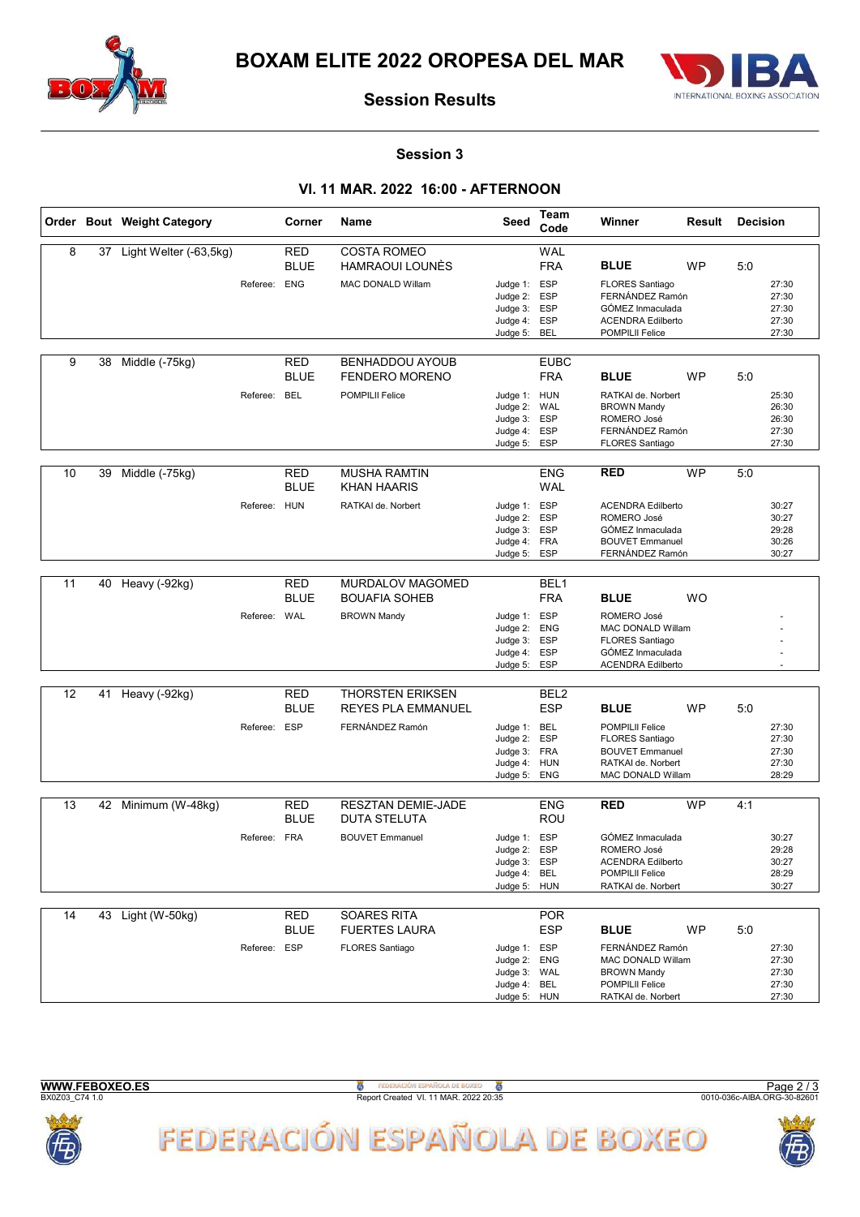# BOXAM ELITE 2022 OROPESA DEL MAR

## Session Results

### Session 3

### VI. 11 MAR. 2022 16:00 - AFTERNOON

| Order | Bout | Weight Category | Corner | Name | Seed | Team Code | Winner | Result | Decision |
|---|---|---|---|---|---|---|---|---|---|
| 8 | 37 | Light Welter (-63,5kg) | RED | COSTA ROMEO | | WAL | | | |
| | | | BLUE | HAMRAOUI LOUNÈS | | FRA | **BLUE** | WP | 5:0 |
| | | Referee: | ENG | MAC DONALD Willam | Judge 1: | ESP | FLORES Santiago | | 27:30 |
| | | | | | Judge 2: | ESP | FERNÁNDEZ Ramón | | 27:30 |
| | | | | | Judge 3: | ESP | GÓMEZ Inmaculada | | 27:30 |
| | | | | | Judge 4: | ESP | ACENDRA Edilberto | | 27:30 |
| | | | | | Judge 5: | BEL | POMPILII Felice | | 27:30 |
| 9 | 38 | Middle (-75kg) | RED | BENHADDOU AYOUB | | EUBC | | | |
| | | | BLUE | FENDERO MORENO | | FRA | **BLUE** | WP | 5:0 |
| | | Referee: | BEL | POMPILII Felice | Judge 1: | HUN | RATKAI de. Norbert | | 25:30 |
| | | | | | Judge 2: | WAL | BROWN Mandy | | 26:30 |
| | | | | | Judge 3: | ESP | ROMERO José | | 26:30 |
| | | | | | Judge 4: | ESP | FERNÁNDEZ Ramón | | 27:30 |
| | | | | | Judge 5: | ESP | FLORES Santiago | | 27:30 |
| 10 | 39 | Middle (-75kg) | RED | MUSHA RAMTIN | | ENG | **RED** | WP | 5:0 |
| | | | BLUE | KHAN HAARIS | | WAL | | | |
| | | Referee: | HUN | RATKAI de. Norbert | Judge 1: | ESP | ACENDRA Edilberto | | 30:27 |
| | | | | | Judge 2: | ESP | ROMERO José | | 30:27 |
| | | | | | Judge 3: | ESP | GÓMEZ Inmaculada | | 29:28 |
| | | | | | Judge 4: | FRA | BOUVET Emmanuel | | 30:26 |
| | | | | | Judge 5: | ESP | FERNÁNDEZ Ramón | | 30:27 |
| 11 | 40 | Heavy (-92kg) | RED | MURDALOV MAGOMED | | BEL1 | | | |
| | | | BLUE | BOUAFIA SOHEB | | FRA | **BLUE** | WO | |
| | | Referee: | WAL | BROWN Mandy | Judge 1: | ESP | ROMERO José | | - |
| | | | | | Judge 2: | ENG | MAC DONALD Willam | | - |
| | | | | | Judge 3: | ESP | FLORES Santiago | | - |
| | | | | | Judge 4: | ESP | GÓMEZ Inmaculada | | - |
| | | | | | Judge 5: | ESP | ACENDRA Edilberto | | - |
| 12 | 41 | Heavy (-92kg) | RED | THORSTEN ERIKSEN | | BEL2 | | | |
| | | | BLUE | REYES PLA EMMANUEL | | ESP | **BLUE** | WP | 5:0 |
| | | Referee: | ESP | FERNÁNDEZ Ramón | Judge 1: | BEL | POMPILII Felice | | 27:30 |
| | | | | | Judge 2: | ESP | FLORES Santiago | | 27:30 |
| | | | | | Judge 3: | FRA | BOUVET Emmanuel | | 27:30 |
| | | | | | Judge 4: | HUN | RATKAI de. Norbert | | 27:30 |
| | | | | | Judge 5: | ENG | MAC DONALD Willam | | 28:29 |
| 13 | 42 | Minimum (W-48kg) | RED | RESZTAN DEMIE-JADE | | ENG | **RED** | WP | 4:1 |
| | | | BLUE | DUTA STELUTA | | ROU | | | |
| | | Referee: | FRA | BOUVET Emmanuel | Judge 1: | ESP | GÓMEZ Inmaculada | | 30:27 |
| | | | | | Judge 2: | ESP | ROMERO José | | 29:28 |
| | | | | | Judge 3: | ESP | ACENDRA Edilberto | | 30:27 |
| | | | | | Judge 4: | BEL | POMPILII Felice | | 28:29 |
| | | | | | Judge 5: | HUN | RATKAI de. Norbert | | 30:27 |
| 14 | 43 | Light (W-50kg) | RED | SOARES RITA | | POR | | | |
| | | | BLUE | FUERTES LAURA | | ESP | **BLUE** | WP | 5:0 |
| | | Referee: | ESP | FLORES Santiago | Judge 1: | ESP | FERNÁNDEZ Ramón | | 27:30 |
| | | | | | Judge 2: | ENG | MAC DONALD Willam | | 27:30 |
| | | | | | Judge 3: | WAL | BROWN Mandy | | 27:30 |
| | | | | | Judge 4: | BEL | POMPILII Felice | | 27:30 |
| | | | | | Judge 5: | HUN | RATKAI de. Norbert | | 27:30 |

WWW.FEBOXEO.ES
BX0Z03_C74 1.0

Report Created VI. 11 MAR. 2022 20:35

0010-036c-AIBA.ORG-30-82601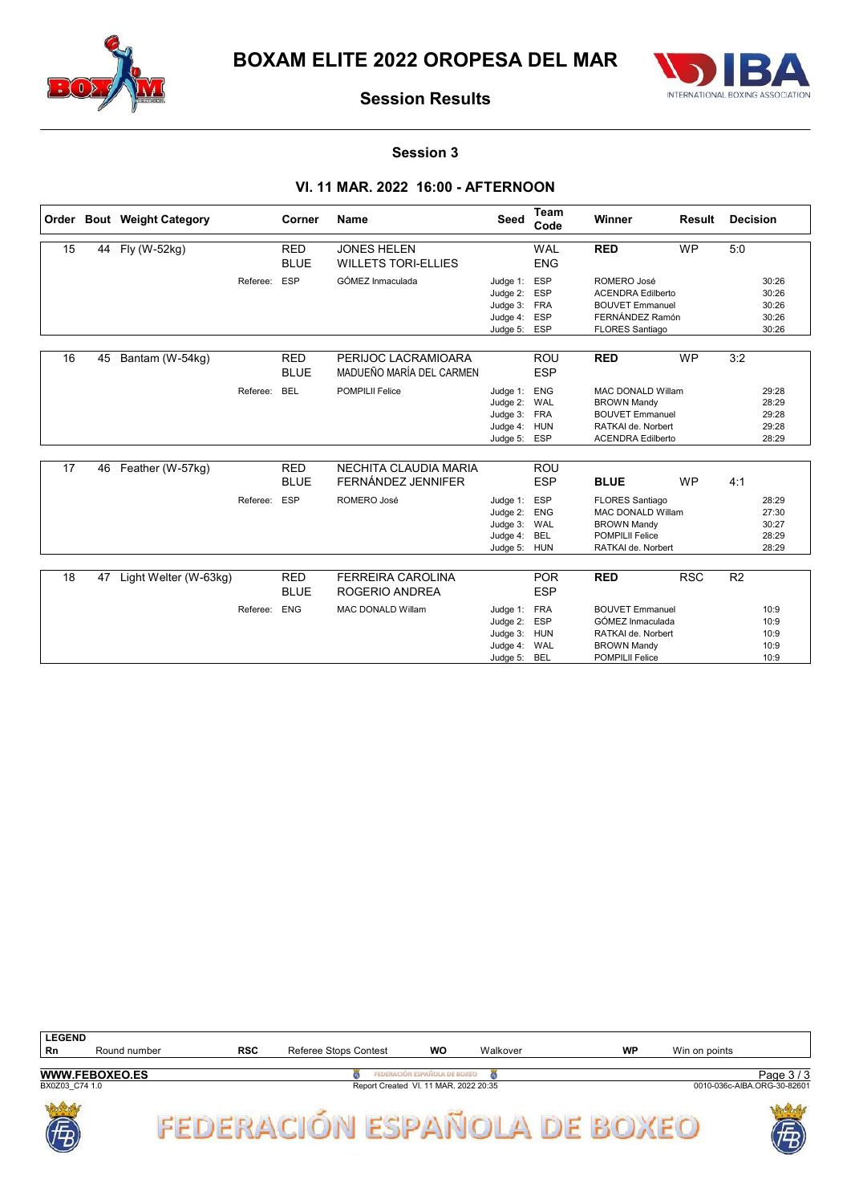# BOXAM ELITE 2022 OROPESA DEL MAR

## Session Results

### Session 3

### VI. 11 MAR. 2022 16:00 - AFTERNOON

| Order | Bout | Weight Category | Corner | Name | Seed | Team Code | Winner | Result | Decision |
|---|---|---|---|---|---|---|---|---|---|
| 15 | 44 | Fly (W-52kg) | RED | JONES HELEN | | WAL | **RED** | WP | 5:0 |
| | | | BLUE | WILLETS TORI-ELLIES | | ENG | | | |
| | | Referee: | ESP | GÓMEZ Inmaculada | Judge 1: | ESP | ROMERO José | | 30:26 |
| | | | | | Judge 2: | ESP | ACENDRA Edilberto | | 30:26 |
| | | | | | Judge 3: | FRA | BOUVET Emmanuel | | 30:26 |
| | | | | | Judge 4: | ESP | FERNÁNDEZ Ramón | | 30:26 |
| | | | | | Judge 5: | ESP | FLORES Santiago | | 30:26 |
| 16 | 45 | Bantam (W-54kg) | RED | PERIJOC LACRAMIOARA | | ROU | **RED** | WP | 3:2 |
| | | | BLUE | MADUEÑO MARÍA DEL CARMEN | | ESP | | | |
| | | Referee: | BEL | POMPILII Felice | Judge 1: | ENG | MAC DONALD Willam | | 29:28 |
| | | | | | Judge 2: | WAL | BROWN Mandy | | 28:29 |
| | | | | | Judge 3: | FRA | BOUVET Emmanuel | | 29:28 |
| | | | | | Judge 4: | HUN | RATKAI de. Norbert | | 29:28 |
| | | | | | Judge 5: | ESP | ACENDRA Edilberto | | 28:29 |
| 17 | 46 | Feather (W-57kg) | RED | NECHITA CLAUDIA MARIA | | ROU | | | |
| | | | BLUE | FERNÁNDEZ JENNIFER | | ESP | **BLUE** | WP | 4:1 |
| | | Referee: | ESP | ROMERO José | Judge 1: | ESP | FLORES Santiago | | 28:29 |
| | | | | | Judge 2: | ENG | MAC DONALD Willam | | 27:30 |
| | | | | | Judge 3: | WAL | BROWN Mandy | | 30:27 |
| | | | | | Judge 4: | BEL | POMPILII Felice | | 28:29 |
| | | | | | Judge 5: | HUN | RATKAI de. Norbert | | 28:29 |
| 18 | 47 | Light Welter (W-63kg) | RED | FERREIRA CAROLINA | | POR | **RED** | RSC | R2 |
| | | | BLUE | ROGERIO ANDREA | | ESP | | | |
| | | Referee: | ENG | MAC DONALD Willam | Judge 1: | FRA | BOUVET Emmanuel | | 10:9 |
| | | | | | Judge 2: | ESP | GÓMEZ Inmaculada | | 10:9 |
| | | | | | Judge 3: | HUN | RATKAI de. Norbert | | 10:9 |
| | | | | | Judge 4: | WAL | BROWN Mandy | | 10:9 |
| | | | | | Judge 5: | BEL | POMPILII Felice | | 10:9 |

**LEGEND**

| Rn | Round number | RSC | Referee Stops Contest | WO | Walkover | WP | Win on points |
|---|---|---|---|---|---|---|---|

**WWW.FEBOXEO.ES**

BX0Z03_C74 1.0

Report Created VI. 11 MAR. 2022 20:35

0010-036c-AIBA.ORG-30-82601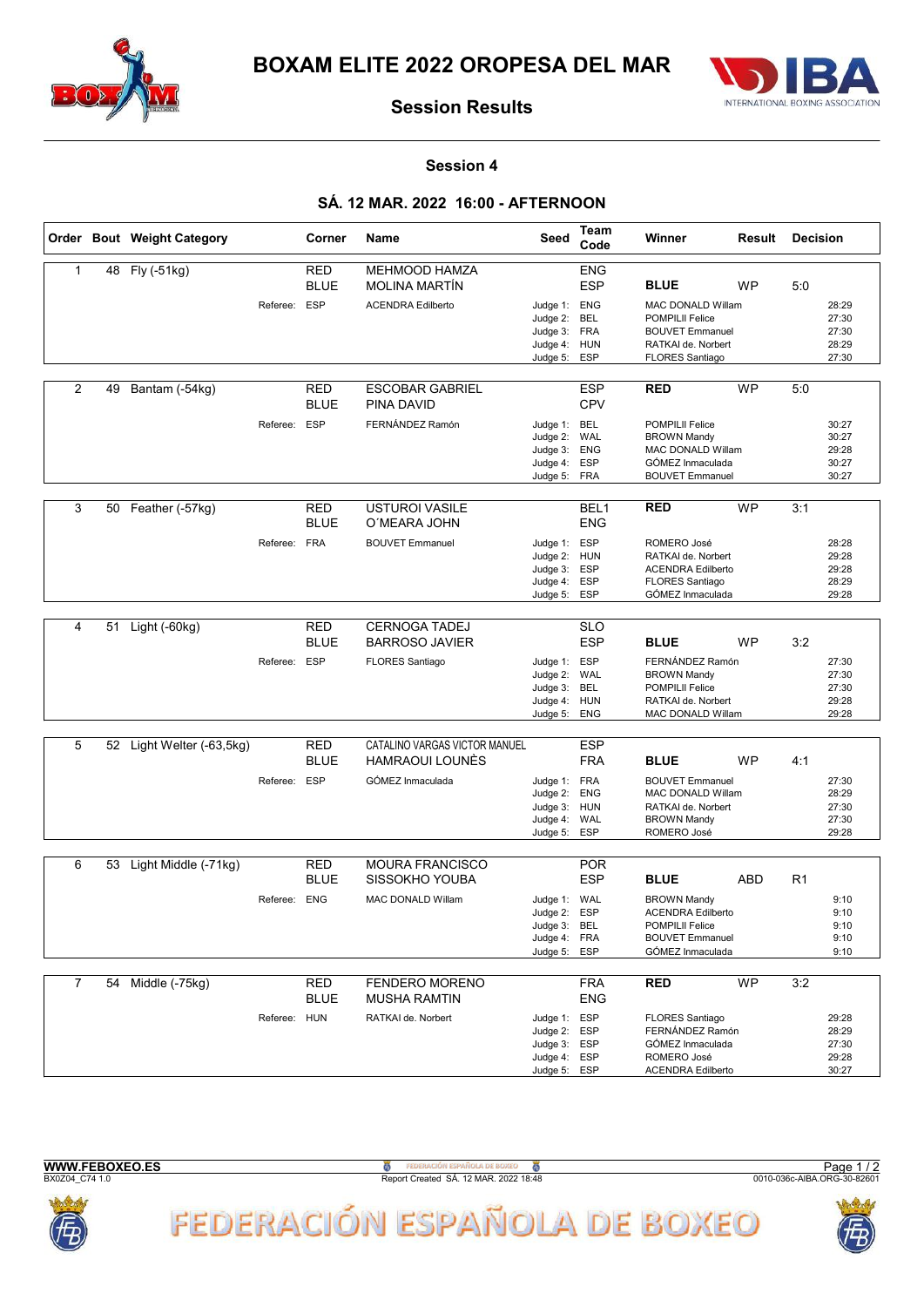# BOXAM ELITE 2022 OROPESA DEL MAR

## Session Results

### Session 4

### SÁ. 12 MAR. 2022 16:00 - AFTERNOON

| Order | Bout | Weight Category | Corner | Name | Seed | Team Code | Winner | Result | Decision |
|---|---|---|---|---|---|---|---|---|---|
| 1 | 48 | Fly (-51kg) | RED | MEHMOOD HAMZA | | ENG | | | |
| | | | BLUE | MOLINA MARTÍN | | ESP | **BLUE** | WP | 5:0 |
| | | Referee: | ESP | ACENDRA Edilberto | Judge 1: | ENG | MAC DONALD Willam | | 28:29 |
| | | | | | Judge 2: | BEL | POMPILII Felice | | 27:30 |
| | | | | | Judge 3: | FRA | BOUVET Emmanuel | | 27:30 |
| | | | | | Judge 4: | HUN | RATKAI de. Norbert | | 28:29 |
| | | | | | Judge 5: | ESP | FLORES Santiago | | 27:30 |
| 2 | 49 | Bantam (-54kg) | RED | ESCOBAR GABRIEL | | ESP | **RED** | WP | 5:0 |
| | | | BLUE | PINA DAVID | | CPV | | | |
| | | Referee: | ESP | FERNÁNDEZ Ramón | Judge 1: | BEL | POMPILII Felice | | 30:27 |
| | | | | | Judge 2: | WAL | BROWN Mandy | | 30:27 |
| | | | | | Judge 3: | ENG | MAC DONALD Willam | | 29:28 |
| | | | | | Judge 4: | ESP | GÓMEZ Inmaculada | | 30:27 |
| | | | | | Judge 5: | FRA | BOUVET Emmanuel | | 30:27 |
| 3 | 50 | Feather (-57kg) | RED | USTUROI VASILE | | BEL1 | **RED** | WP | 3:1 |
| | | | BLUE | O´MEARA JOHN | | ENG | | | |
| | | Referee: | FRA | BOUVET Emmanuel | Judge 1: | ESP | ROMERO José | | 28:28 |
| | | | | | Judge 2: | HUN | RATKAI de. Norbert | | 29:28 |
| | | | | | Judge 3: | ESP | ACENDRA Edilberto | | 29:28 |
| | | | | | Judge 4: | ESP | FLORES Santiago | | 28:29 |
| | | | | | Judge 5: | ESP | GÓMEZ Inmaculada | | 29:28 |
| 4 | 51 | Light (-60kg) | RED | CERNOGA TADEJ | | SLO | | | |
| | | | BLUE | BARROSO JAVIER | | ESP | **BLUE** | WP | 3:2 |
| | | Referee: | ESP | FLORES Santiago | Judge 1: | ESP | FERNÁNDEZ Ramón | | 27:30 |
| | | | | | Judge 2: | WAL | BROWN Mandy | | 27:30 |
| | | | | | Judge 3: | BEL | POMPILII Felice | | 27:30 |
| | | | | | Judge 4: | HUN | RATKAI de. Norbert | | 29:28 |
| | | | | | Judge 5: | ENG | MAC DONALD Willam | | 29:28 |
| 5 | 52 | Light Welter (-63,5kg) | RED | CATALINO VARGAS VICTOR MANUEL | | ESP | | | |
| | | | BLUE | HAMRAOUI LOUNÈS | | FRA | **BLUE** | WP | 4:1 |
| | | Referee: | ESP | GÓMEZ Inmaculada | Judge 1: | FRA | BOUVET Emmanuel | | 27:30 |
| | | | | | Judge 2: | ENG | MAC DONALD Willam | | 28:29 |
| | | | | | Judge 3: | HUN | RATKAI de. Norbert | | 27:30 |
| | | | | | Judge 4: | WAL | BROWN Mandy | | 27:30 |
| | | | | | Judge 5: | ESP | ROMERO José | | 29:28 |
| 6 | 53 | Light Middle (-71kg) | RED | MOURA FRANCISCO | | POR | | | |
| | | | BLUE | SISSOKHO YOUBA | | ESP | **BLUE** | ABD | R1 |
| | | Referee: | ENG | MAC DONALD Willam | Judge 1: | WAL | BROWN Mandy | | 9:10 |
| | | | | | Judge 2: | ESP | ACENDRA Edilberto | | 9:10 |
| | | | | | Judge 3: | BEL | POMPILII Felice | | 9:10 |
| | | | | | Judge 4: | FRA | BOUVET Emmanuel | | 9:10 |
| | | | | | Judge 5: | ESP | GÓMEZ Inmaculada | | 9:10 |
| 7 | 54 | Middle (-75kg) | RED | FENDERO MORENO | | FRA | **RED** | WP | 3:2 |
| | | | BLUE | MUSHA RAMTIN | | ENG | | | |
| | | Referee: | HUN | RATKAI de. Norbert | Judge 1: | ESP | FLORES Santiago | | 29:28 |
| | | | | | Judge 2: | ESP | FERNÁNDEZ Ramón | | 28:29 |
| | | | | | Judge 3: | ESP | GÓMEZ Inmaculada | | 27:30 |
| | | | | | Judge 4: | ESP | ROMERO José | | 29:28 |
| | | | | | Judge 5: | ESP | ACENDRA Edilberto | | 30:27 |

WWW.FEBOXEO.ES
BX0Z04_C74 1.0

Report Created SÁ. 12 MAR. 2022 18:48

0010-036c-AIBA.ORG-30-82601

FEDERACIÓN ESPAÑOLA DE BOXEO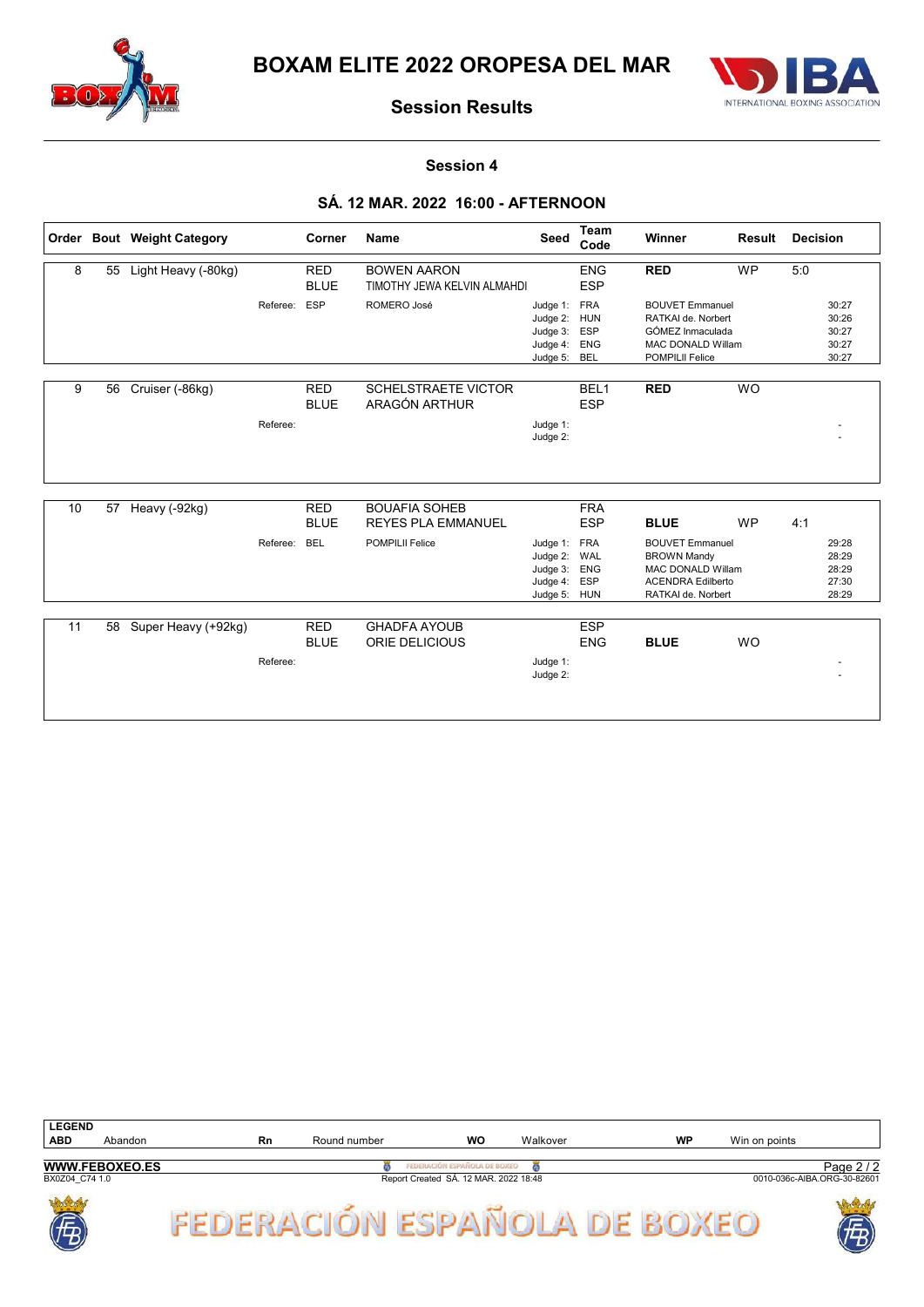# BOXAM ELITE 2022 OROPESA DEL MAR

## Session Results

### Session 4

### SÁ. 12 MAR. 2022 16:00 - AFTERNOON

| Order | Bout | Weight Category | Corner | Name | Seed | Team Code | Winner | Result | Decision |
|---|---|---|---|---|---|---|---|---|---|
| 8 | 55 | Light Heavy (-80kg) | RED | BOWEN AARON | | ENG | **RED** | WP | 5:0 |
| | | | BLUE | TIMOTHY JEWA KELVIN ALMAHDI | | ESP | | | |
| | | Referee: | ESP | ROMERO José | Judge 1: | FRA | BOUVET Emmanuel | | 30:27 |
| | | | | | Judge 2: | HUN | RATKAI de. Norbert | | 30:26 |
| | | | | | Judge 3: | ESP | GÓMEZ Inmaculada | | 30:27 |
| | | | | | Judge 4: | ENG | MAC DONALD Willam | | 30:27 |
| | | | | | Judge 5: | BEL | POMPILII Felice | | 30:27 |
| 9 | 56 | Cruiser (-86kg) | RED | SCHELSTRAETE VICTOR | | BEL1 | **RED** | WO | |
| | | | BLUE | ARAGÓN ARTHUR | | ESP | | | |
| | | Referee: | | | Judge 1: | | | | - |
| | | | | | Judge 2: | | | | - |
| 10 | 57 | Heavy (-92kg) | RED | BOUAFIA SOHEB | | FRA | | | |
| | | | BLUE | REYES PLA EMMANUEL | | ESP | **BLUE** | WP | 4:1 |
| | | Referee: | BEL | POMPILII Felice | Judge 1: | FRA | BOUVET Emmanuel | | 29:28 |
| | | | | | Judge 2: | WAL | BROWN Mandy | | 28:29 |
| | | | | | Judge 3: | ENG | MAC DONALD Willam | | 28:29 |
| | | | | | Judge 4: | ESP | ACENDRA Edilberto | | 27:30 |
| | | | | | Judge 5: | HUN | RATKAI de. Norbert | | 28:29 |
| 11 | 58 | Super Heavy (+92kg) | RED | GHADFA AYOUB | | ESP | | | |
| | | | BLUE | ORIE DELICIOUS | | ENG | **BLUE** | WO | |
| | | Referee: | | | Judge 1: | | | | - |
| | | | | | Judge 2: | | | | - |

| LEGEND | | | | | | | |
|---|---|---|---|---|---|---|---|
| ABD | Abandon | Rn | Round number | WO | Walkover | WP | Win on points |

WWW.FEBOXEO.ES

BX0Z04_C74 1.0 — Report Created SÁ. 12 MAR. 2022 18:48 — 0010-036c-AIBA.ORG-30-82601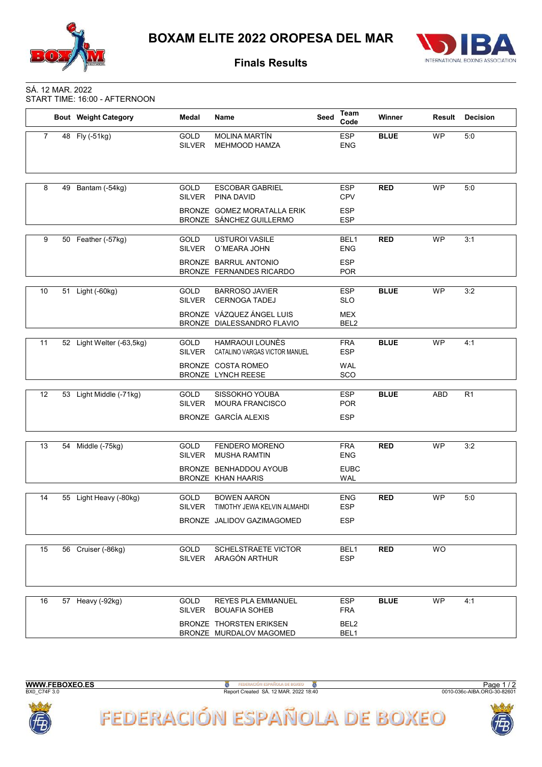# BOXAM ELITE 2022 OROPESA DEL MAR

## Finals Results

SÁ. 12 MAR. 2022
START TIME: 16:00 - AFTERNOON

| | Bout | Weight Category | Medal | Name | Seed | Team Code | Winner | Result | Decision |
|---|---|---|---|---|---|---|---|---|---|
| 7 | 48 | Fly (-51kg) | GOLD | MOLINA MARTÍN | | ESP | **BLUE** | WP | 5:0 |
| | | | SILVER | MEHMOOD HAMZA | | ENG | | | |
| 8 | 49 | Bantam (-54kg) | GOLD | ESCOBAR GABRIEL | | ESP | **RED** | WP | 5:0 |
| | | | SILVER | PINA DAVID | | CPV | | | |
| | | | BRONZE | GOMEZ MORATALLA ERIK | | ESP | | | |
| | | | BRONZE | SÁNCHEZ GUILLERMO | | ESP | | | |
| 9 | 50 | Feather (-57kg) | GOLD | USTUROI VASILE | | BEL1 | **RED** | WP | 3:1 |
| | | | SILVER | O´MEARA JOHN | | ENG | | | |
| | | | BRONZE | BARRUL ANTONIO | | ESP | | | |
| | | | BRONZE | FERNANDES RICARDO | | POR | | | |
| 10 | 51 | Light (-60kg) | GOLD | BARROSO JAVIER | | ESP | **BLUE** | WP | 3:2 |
| | | | SILVER | CERNOGA TADEJ | | SLO | | | |
| | | | BRONZE | VÁZQUEZ ÁNGEL LUIS | | MEX | | | |
| | | | BRONZE | DIALESSANDRO FLAVIO | | BEL2 | | | |
| 11 | 52 | Light Welter (-63,5kg) | GOLD | HAMRAOUI LOUNÈS | | FRA | **BLUE** | WP | 4:1 |
| | | | SILVER | CATALINO VARGAS VICTOR MANUEL | | ESP | | | |
| | | | BRONZE | COSTA ROMEO | | WAL | | | |
| | | | BRONZE | LYNCH REESE | | SCO | | | |
| 12 | 53 | Light Middle (-71kg) | GOLD | SISSOKHO YOUBA | | ESP | **BLUE** | ABD | R1 |
| | | | SILVER | MOURA FRANCISCO | | POR | | | |
| | | | BRONZE | GARCÍA ALEXIS | | ESP | | | |
| 13 | 54 | Middle (-75kg) | GOLD | FENDERO MORENO | | FRA | **RED** | WP | 3:2 |
| | | | SILVER | MUSHA RAMTIN | | ENG | | | |
| | | | BRONZE | BENHADDOU AYOUB | | EUBC | | | |
| | | | BRONZE | KHAN HAARIS | | WAL | | | |
| 14 | 55 | Light Heavy (-80kg) | GOLD | BOWEN AARON | | ENG | **RED** | WP | 5:0 |
| | | | SILVER | TIMOTHY JEWA KELVIN ALMAHDI | | ESP | | | |
| | | | BRONZE | JALIDOV GAZIMAGOMED | | ESP | | | |
| 15 | 56 | Cruiser (-86kg) | GOLD | SCHELSTRAETE VICTOR | | BEL1 | **RED** | WO | |
| | | | SILVER | ARAGÓN ARTHUR | | ESP | | | |
| 16 | 57 | Heavy (-92kg) | GOLD | REYES PLA EMMANUEL | | ESP | **BLUE** | WP | 4:1 |
| | | | SILVER | BOUAFIA SOHEB | | FRA | | | |
| | | | BRONZE | THORSTEN ERIKSEN | | BEL2 | | | |
| | | | BRONZE | MURDALOV MAGOMED | | BEL1 | | | |

**WWW.FEBOXEO.ES**
BX0_C74F 3.0
Report Created SÁ. 12 MAR. 2022 18:40
0010-036c-AIBA.ORG-30-82601

FEDERACIÓN ESPAÑOLA DE BOXEO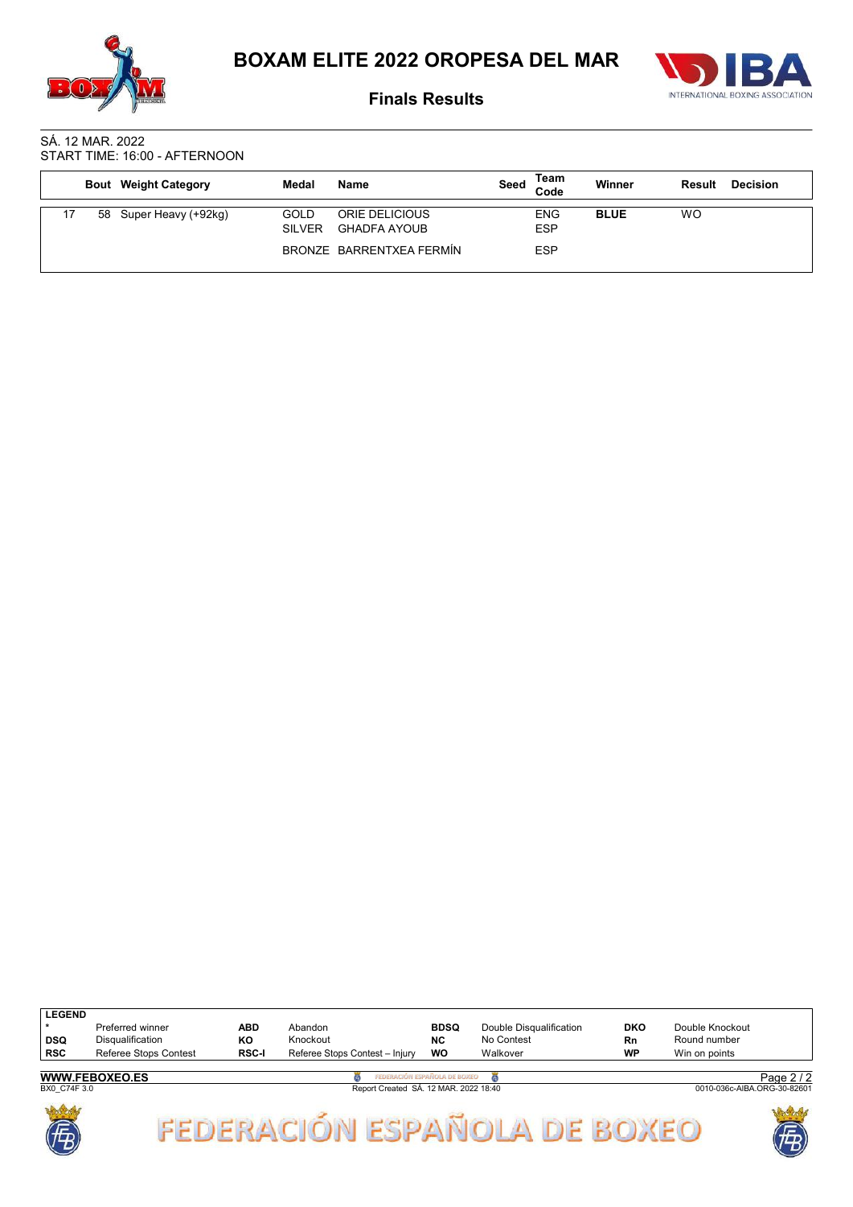# BOXAM ELITE 2022 OROPESA DEL MAR

## Finals Results

SÁ. 12 MAR. 2022
START TIME: 16:00 - AFTERNOON

| | Bout | Weight Category | Medal | Name | Seed | Team Code | Winner | Result | Decision |
|---|---|---|---|---|---|---|---|---|---|
| 17 | 58 | Super Heavy (+92kg) | GOLD | ORIE DELICIOUS | | ENG | BLUE | WO | |
| | | | SILVER | GHADFA AYOUB | | ESP | | | |
| | | | BRONZE | BARRENTXEA FERMÍN | | ESP | | | |

| LEGEND | | | | | | | |
|---|---|---|---|---|---|---|---|
| * | Preferred winner | ABD | Abandon | BDSQ | Double Disqualification | DKO | Double Knockout |
| DSQ | Disqualification | KO | Knockout | NC | No Contest | Rn | Round number |
| RSC | Referee Stops Contest | RSC-I | Referee Stops Contest – Injury | WO | Walkover | WP | Win on points |

WWW.FEBOXEO.ES

BX0_C74F 3.0 — Report Created SÁ. 12 MAR. 2022 18:40 — 0010-036c-AIBA.ORG-30-82601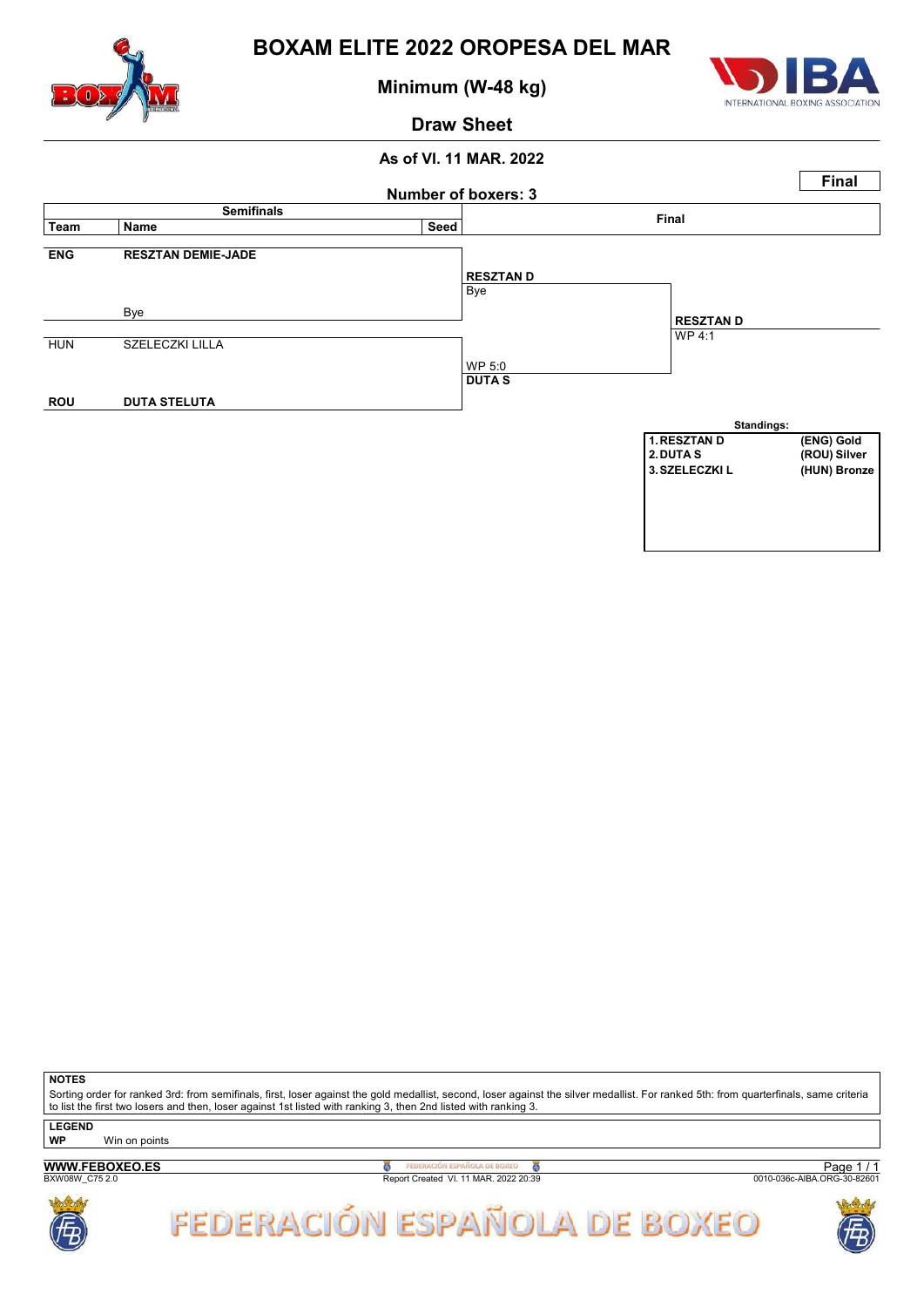# BOXAM ELITE 2022 OROPESA DEL MAR

## Minimum (W-48 kg)

## Draw Sheet

**As of VI. 11 MAR. 2022**

**Final**

**Number of boxers: 3**

| Semifinals | | | Final | |
|---|---|---|---|---|
| **Team** | **Name** | **Seed** | | |
| **ENG** | **RESZTAN DEMIE-JADE** | | **RESZTAN D** Bye | |
| | Bye | | | **RESZTAN D** WP 4:1 |
| HUN | SZELECZKI LILLA | | WP 5:0 **DUTA S** | |
| **ROU** | **DUTA STELUTA** | | | |

**Standings:**

| | |
|---|---|
| 1. RESZTAN D | (ENG) Gold |
| 2. DUTA S | (ROU) Silver |
| 3. SZELECZKI L | (HUN) Bronze |

**NOTES**

Sorting order for ranked 3rd: from semifinals, first, loser against the gold medallist, second, loser against the silver medallist. For ranked 5th: from quarterfinals, same criteria to list the first two losers and then, loser against 1st listed with ranking 3, then 2nd listed with ranking 3.

**LEGEND**

**WP** Win on points

**WWW.FEBOXEO.ES**

BXW08W_C75 2.0

Report Created VI. 11 MAR. 2022 20:39

0010-036c-AIBA.ORG-30-82601

FEDERACIÓN ESPAÑOLA DE BOXEO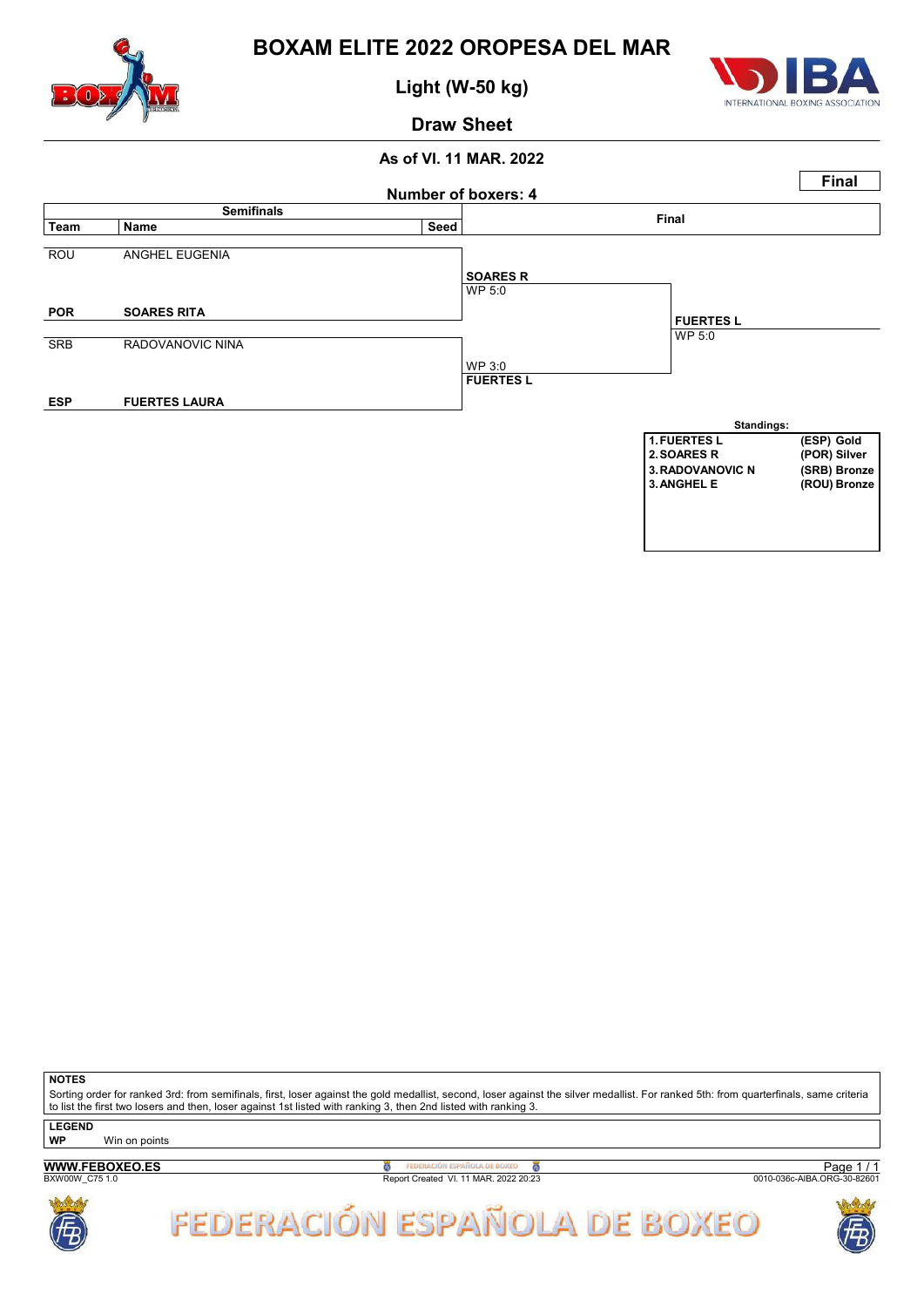# BOXAM ELITE 2022 OROPESA DEL MAR

## Light (W-50 kg)

## Draw Sheet

**As of VI. 11 MAR. 2022**

**Final**

**Number of boxers: 4**

| Semifinals | | | Final | |
|---|---|---|---|---|
| **Team** | **Name** | **Seed** | | |
| ROU | ANGHEL EUGENIA | | **SOARES R** WP 5:0 | |
| **POR** | **SOARES RITA** | | | **FUERTES L** WP 5:0 |
| SRB | RADOVANOVIC NINA | | WP 3:0 **FUERTES L** | |
| **ESP** | **FUERTES LAURA** | | | |

**Standings:**

| | | |
|---|---|---|
| 1. | FUERTES L | (ESP) Gold |
| 2. | SOARES R | (POR) Silver |
| 3. | RADOVANOVIC N | (SRB) Bronze |
| 3. | ANGHEL E | (ROU) Bronze |

**NOTES**

Sorting order for ranked 3rd: from semifinals, first, loser against the gold medallist, second, loser against the silver medallist. For ranked 5th: from quarterfinals, same criteria to list the first two losers and then, loser against 1st listed with ranking 3, then 2nd listed with ranking 3.

**LEGEND**

**WP** Win on points

**WWW.FEBOXEO.ES**

BXW00W_C75 1.0

Report Created VI. 11 MAR. 2022 20:23

0010-036c-AIBA.ORG-30-82601

FEDERACIÓN ESPAÑOLA DE BOXEO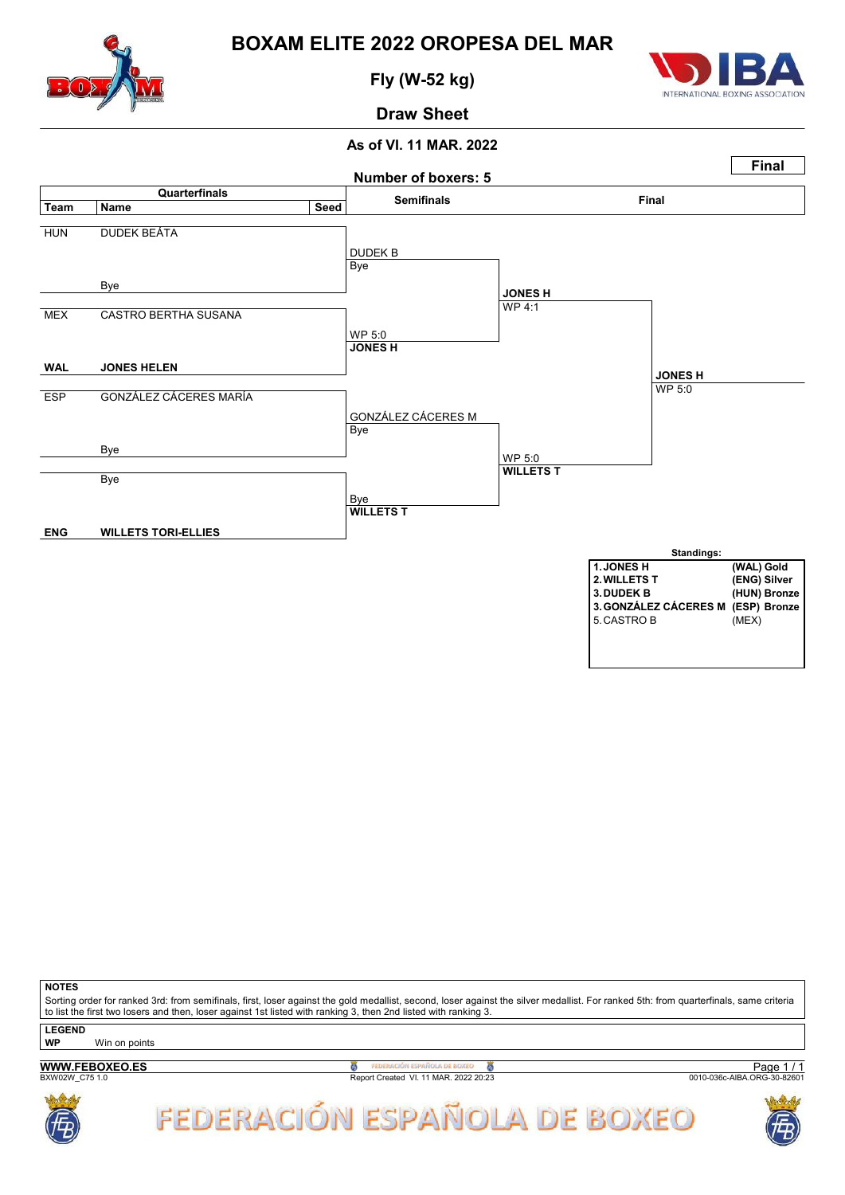# BOXAM ELITE 2022 OROPESA DEL MAR

## Fly (W-52 kg)

## Draw Sheet

**As of VI. 11 MAR. 2022**

**Final**

**Number of boxers: 5**

| Team | Name | Seed | Semifinals | | Final |
|---|---|---|---|---|---|
| HUN | DUDEK BEÁTA | | DUDEK B / Bye | | |
| | Bye | | | JONES H / WP 4:1 | |
| MEX | CASTRO BERTHA SUSANA | | WP 5:0 / JONES H | | |
| **WAL** | **JONES HELEN** | | | | JONES H / WP 5:0 |
| ESP | GONZÁLEZ CÁCERES MARÍA | | GONZÁLEZ CÁCERES M / Bye | | |
| | Bye | | | WP 5:0 / WILLETS T | |
| | Bye | | Bye / WILLETS T | | |
| **ENG** | **WILLETS TORI-ELLIES** | | | | |

**Standings:**

| | |
|---|---|
| **1. JONES H** | **(WAL) Gold** |
| **2. WILLETS T** | **(ENG) Silver** |
| **3. DUDEK B** | **(HUN) Bronze** |
| **3. GONZÁLEZ CÁCERES M** | **(ESP) Bronze** |
| 5. CASTRO B | (MEX) |

**NOTES**

Sorting order for ranked 3rd: from semifinals, first, loser against the gold medallist, second, loser against the silver medallist. For ranked 5th: from quarterfinals, same criteria to list the first two losers and then, loser against 1st listed with ranking 3, then 2nd listed with ranking 3.

**LEGEND**

**WP** Win on points

**WWW.FEBOXEO.ES**

BXW02W_C75 1.0 — Report Created VI. 11 MAR. 2022 20:23 — 0010-036c-AIBA.ORG-30-82601

FEDERACIÓN ESPAÑOLA DE BOXEO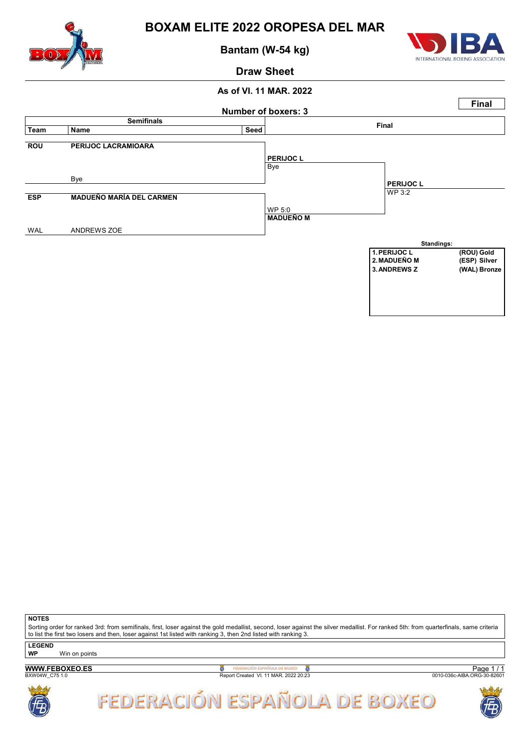# BOXAM ELITE 2022 OROPESA DEL MAR

## Bantam (W-54 kg)

## Draw Sheet

**As of VI. 11 MAR. 2022**

**Final**

**Number of boxers: 3**

| Team | Name | Seed | Semifinals result | Final |
|---|---|---|---|---|
| ROU | PERIJOC LACRAMIOARA | | PERIJOC L (Bye) | PERIJOC L (WP 3:2) |
| | Bye | | | |
| ESP | MADUEÑO MARÍA DEL CARMEN | | MADUEÑO M (WP 5:0) | |
| WAL | ANDREWS ZOE | | | |

**Standings:**

| Rank | Name | Medal |
|---|---|---|
| 1. | PERIJOC L | (ROU) Gold |
| 2. | MADUEÑO M | (ESP) Silver |
| 3. | ANDREWS Z | (WAL) Bronze |

**NOTES**

Sorting order for ranked 3rd: from semifinals, first, loser against the gold medallist, second, loser against the silver medallist. For ranked 5th: from quarterfinals, same criteria to list the first two losers and then, loser against 1st listed with ranking 3, then 2nd listed with ranking 3.

**LEGEND**

**WP** Win on points

**WWW.FEBOXEO.ES**

BXW04W_C75 1.0

Report Created VI. 11 MAR. 2022 20:23

0010-036c-AIBA.ORG-30-82601

FEDERACIÓN ESPAÑOLA DE BOXEO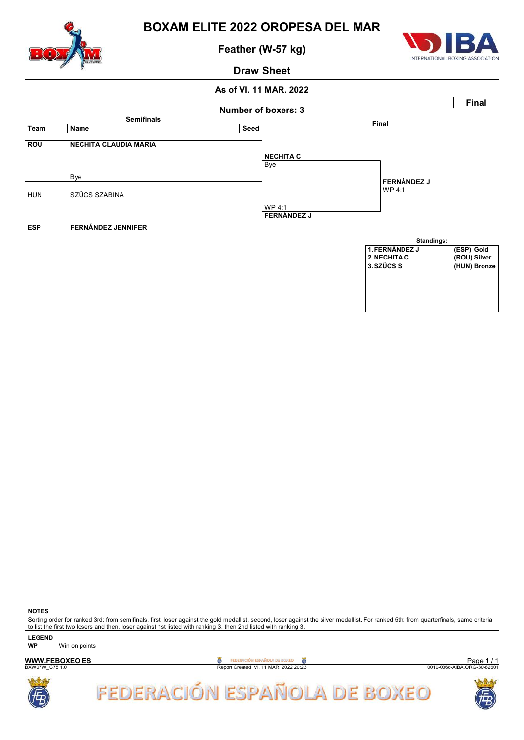# BOXAM ELITE 2022 OROPESA DEL MAR

## Feather (W-57 kg)

## Draw Sheet

**As of VI. 11 MAR. 2022**

**Final**

**Number of boxers: 3**

| Team | Name | Seed | Semifinals | Final |
|---|---|---|---|---|
| **ROU** | **NECHITA CLAUDIA MARIA** | | **NECHITA C** | |
| | | | Bye | |
| | Bye | | | **FERNÁNDEZ J** |
| | | | | WP 4:1 |
| HUN | SZŰCS SZABINA | | WP 4:1 | |
| | | | **FERNÁNDEZ J** | |
| **ESP** | **FERNÁNDEZ JENNIFER** | | | |

**Standings:**

| | | |
|---|---|---|
| **1.** | **FERNÁNDEZ J** | **(ESP) Gold** |
| **2.** | **NECHITA C** | **(ROU) Silver** |
| **3.** | **SZŰCS S** | **(HUN) Bronze** |

**NOTES**

Sorting order for ranked 3rd: from semifinals, first, loser against the gold medallist, second, loser against the silver medallist. For ranked 5th: from quarterfinals, same criteria to list the first two losers and then, loser against 1st listed with ranking 3, then 2nd listed with ranking 3.

**LEGEND**

**WP** Win on points

**WWW.FEBOXEO.ES**

BXW07W_C75 1.0

Report Created VI. 11 MAR. 2022 20:23

0010-036c-AIBA.ORG-30-82601

FEDERACIÓN ESPAÑOLA DE BOXEO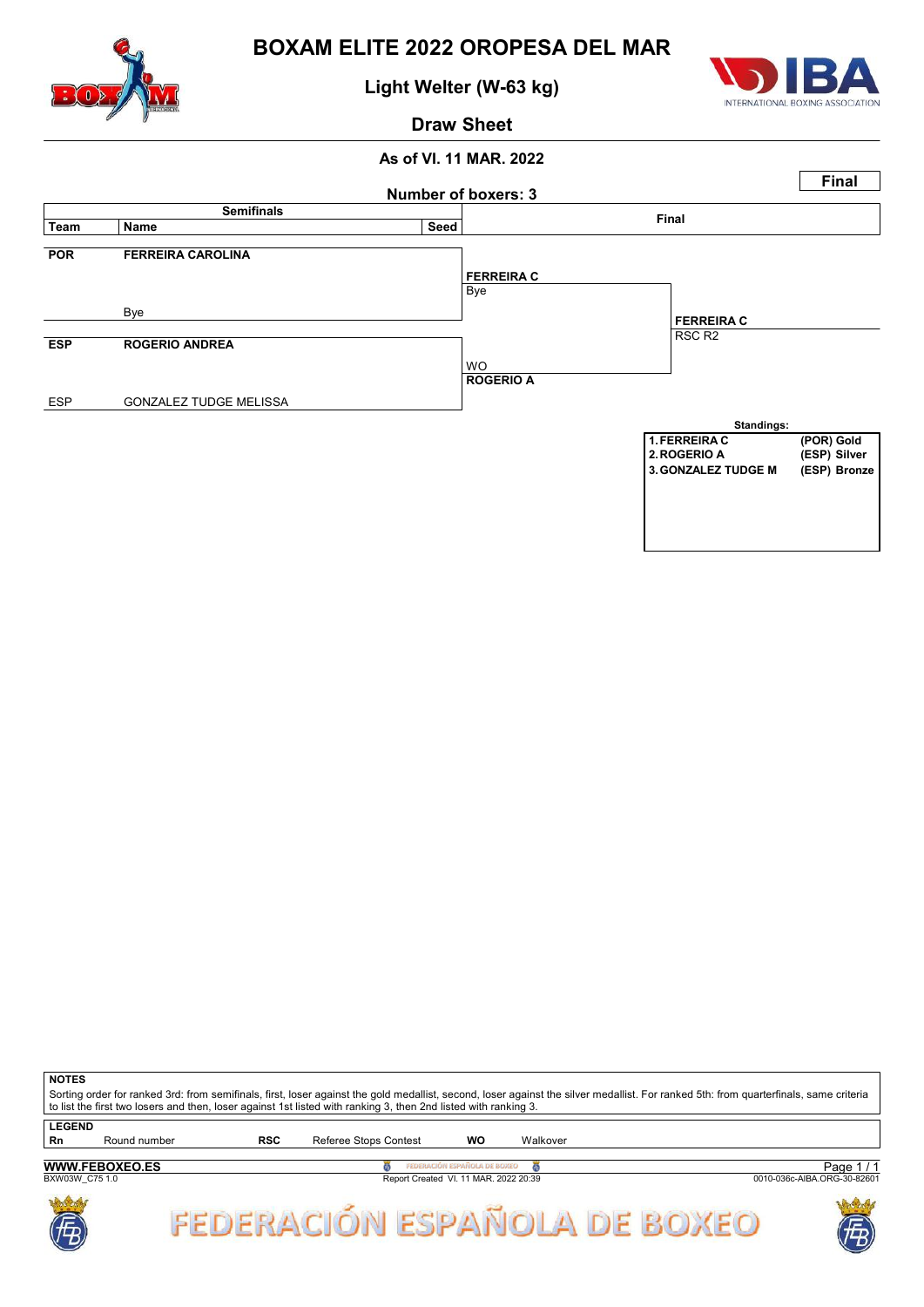# BOXAM ELITE 2022 OROPESA DEL MAR

## Light Welter (W-63 kg)

## Draw Sheet

**As of VI. 11 MAR. 2022**

**Final**

**Number of boxers: 3**

| Semifinals | | | Final | |
|---|---|---|---|---|
| **Team** | **Name** | **Seed** | | |
| **POR** | **FERREIRA CAROLINA** | | **FERREIRA C** Bye | |
| | Bye | | | **FERREIRA C** RSC R2 |
| **ESP** | **ROGERIO ANDREA** | | WO **ROGERIO A** | |
| ESP | GONZALEZ TUDGE MELISSA | | | |

**Standings:**

| | |
|---|---|
| 1. FERREIRA C | (POR) Gold |
| 2. ROGERIO A | (ESP) Silver |
| 3. GONZALEZ TUDGE M | (ESP) Bronze |

**NOTES**

Sorting order for ranked 3rd: from semifinals, first, loser against the gold medallist, second, loser against the silver medallist. For ranked 5th: from quarterfinals, same criteria to list the first two losers and then, loser against 1st listed with ranking 3, then 2nd listed with ranking 3.

**LEGEND**

| | | | | | |
|---|---|---|---|---|---|
| **Rn** | Round number | **RSC** | Referee Stops Contest | **WO** | Walkover |

**WWW.FEBOXEO.ES**

BXW03W_C75 1.0 — Report Created VI. 11 MAR. 2022 20:39 — 0010-036c-AIBA.ORG-30-82601

FEDERACIÓN ESPAÑOLA DE BOXEO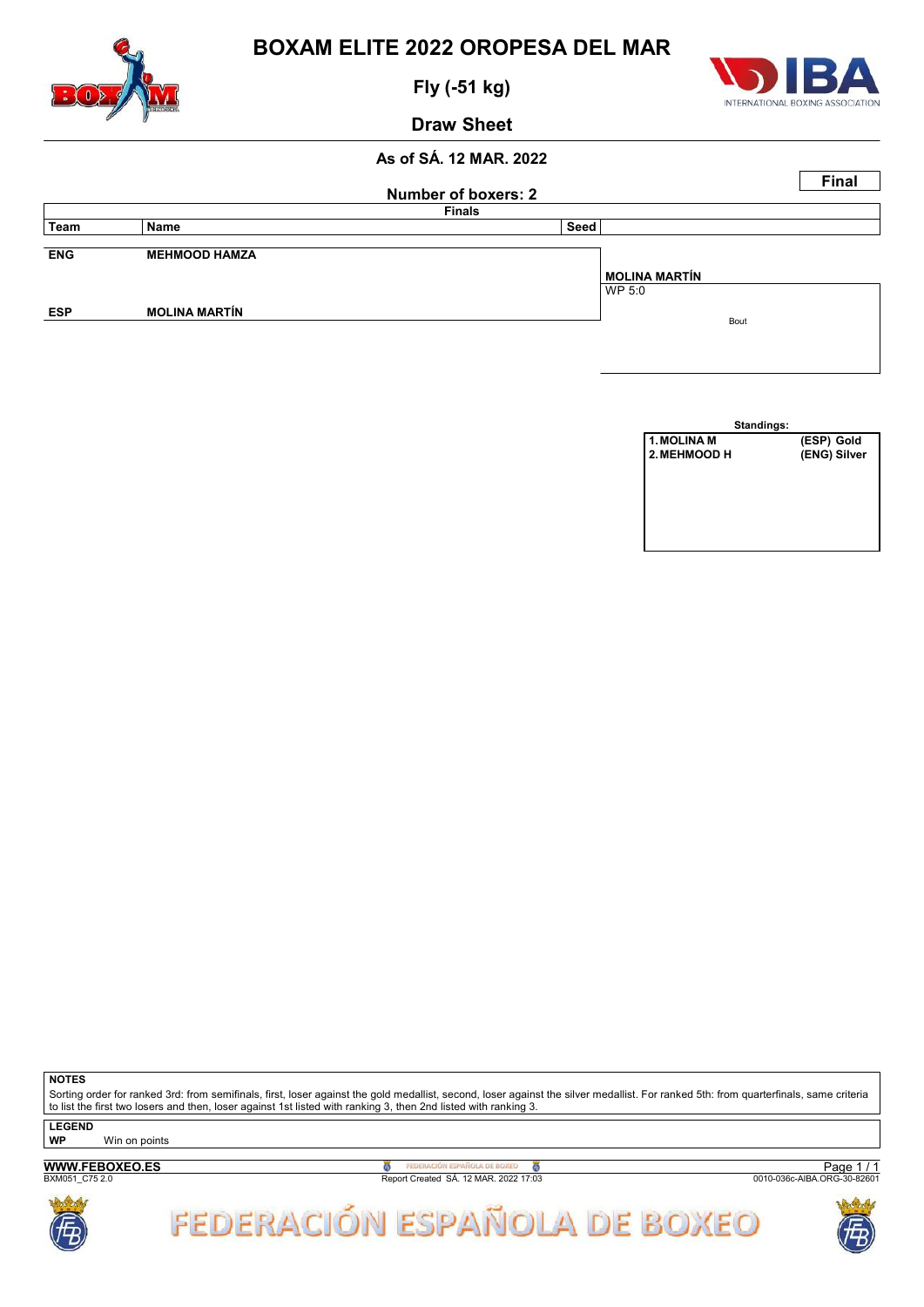# BOXAM ELITE 2022 OROPESA DEL MAR

## Fly (-51 kg)

## Draw Sheet

### As of SÁ. 12 MAR. 2022

**Final**

**Number of boxers: 2**

**Finals**

| Team | Name | Seed | |
|---|---|---|---|
| ENG | MEHMOOD HAMZA | | |
| | | | MOLINA MARTÍN |
| | | | WP 5:0 |
| ESP | MOLINA MARTÍN | | Bout |

**Standings:**

| | |
|---|---|
| 1. MOLINA M | (ESP) Gold |
| 2. MEHMOOD H | (ENG) Silver |

**NOTES**

Sorting order for ranked 3rd: from semifinals, first, loser against the gold medallist, second, loser against the silver medallist. For ranked 5th: from quarterfinals, same criteria to list the first two losers and then, loser against 1st listed with ranking 3, then 2nd listed with ranking 3.

**LEGEND**

**WP** Win on points

**WWW.FEBOXEO.ES**

BXM051_C75 2.0 — Report Created SÁ. 12 MAR. 2022 17:03 — 0010-036c-AIBA.ORG-30-82601

FEDERACIÓN ESPAÑOLA DE BOXEO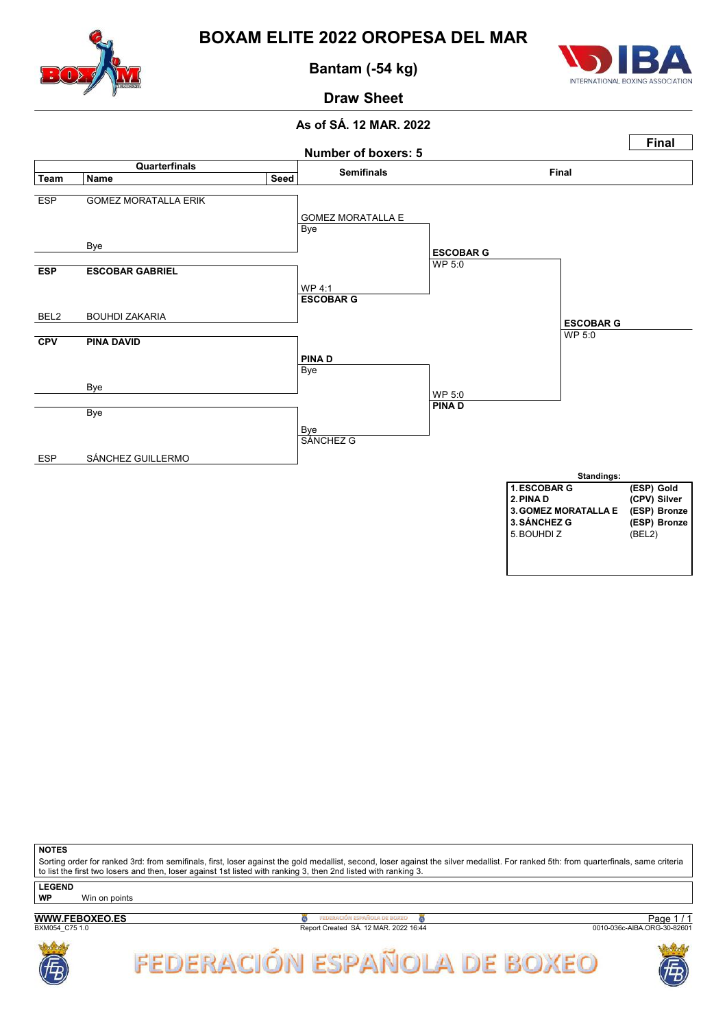# BOXAM ELITE 2022 OROPESA DEL MAR

## Bantam (-54 kg)

## Draw Sheet

**As of SÁ. 12 MAR. 2022**

**Final**

**Number of boxers: 5**

### Quarterfinals

| Team | Name | Seed |
|---|---|---|
| ESP | GOMEZ MORATALLA ERIK | |
| | Bye | |
| **ESP** | **ESCOBAR GABRIEL** | |
| BEL2 | BOUHDI ZAKARIA | |
| **CPV** | **PINA DAVID** | |
| | Bye | |
| | Bye | |
| ESP | SÁNCHEZ GUILLERMO | |

### Semifinals

| Bout | Winner | Result |
|---|---|---|
| GOMEZ MORATALLA ERIK vs Bye | GOMEZ MORATALLA E | Bye |
| ESCOBAR GABRIEL vs BOUHDI ZAKARIA | **ESCOBAR G** | WP 4:1 |
| PINA DAVID vs Bye | **PINA D** | Bye |
| Bye vs SÁNCHEZ GUILLERMO | SÁNCHEZ G | Bye |

### Final

| Bout | Winner | Result |
|---|---|---|
| GOMEZ MORATALLA E vs ESCOBAR G | **ESCOBAR G** | WP 5:0 |
| PINA D vs SÁNCHEZ G | **PINA D** | WP 5:0 |
| ESCOBAR G vs PINA D | **ESCOBAR G** | WP 5:0 |

**Standings:**

| | | |
|---|---|---|
| **1.** | **ESCOBAR G** | **(ESP) Gold** |
| **2.** | **PINA D** | **(CPV) Silver** |
| **3.** | **GOMEZ MORATALLA E** | **(ESP) Bronze** |
| **3.** | **SÁNCHEZ G** | **(ESP) Bronze** |
| 5. | BOUHDI Z | (BEL2) |

**NOTES**

Sorting order for ranked 3rd: from semifinals, first, loser against the gold medallist, second, loser against the silver medallist. For ranked 5th: from quarterfinals, same criteria to list the first two losers and then, loser against 1st listed with ranking 3, then 2nd listed with ranking 3.

**LEGEND**

**WP** Win on points

**WWW.FEBOXEO.ES**

BXM054_C75 1.0 — Report Created SÁ. 12 MAR. 2022 16:44 — 0010-036c-AIBA.ORG-30-82601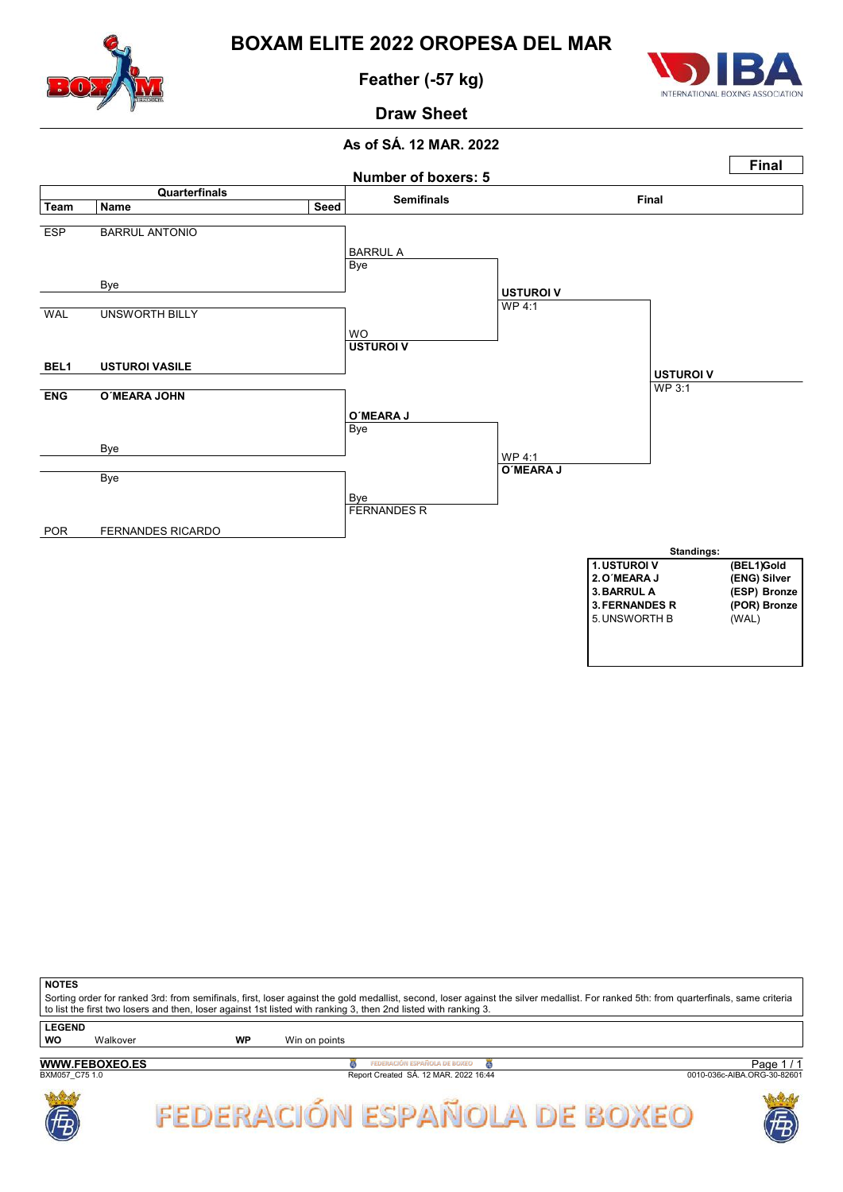# BOXAM ELITE 2022 OROPESA DEL MAR

## Feather (-57 kg)

## Draw Sheet

**As of SÁ. 12 MAR. 2022**

**Number of boxers: 5**

**Final**

| Team | Name | Seed | Semifinals | Final | |
|---|---|---|---|---|---|
| ESP | BARRUL ANTONIO | | BARRUL A / Bye | | |
| | Bye | | | **USTUROI V** / WP 4:1 | |
| WAL | UNSWORTH BILLY | | WO / **USTUROI V** | | |
| **BEL1** | **USTUROI VASILE** | | | | **USTUROI V** / WP 3:1 |
| **ENG** | **O´MEARA JOHN** | | **O´MEARA J** / Bye | | |
| | Bye | | | WP 4:1 / **O´MEARA J** | |
| | Bye | | Bye / FERNANDES R | | |
| POR | FERNANDES RICARDO | | | | |

**Standings:**

| | |
|---|---|
| **1. USTUROI V** | **(BEL1)Gold** |
| **2. O´MEARA J** | **(ENG) Silver** |
| **3. BARRUL A** | **(ESP) Bronze** |
| **3. FERNANDES R** | **(POR) Bronze** |
| 5. UNSWORTH B | (WAL) |

**NOTES**

Sorting order for ranked 3rd: from semifinals, first, loser against the gold medallist, second, loser against the silver medallist. For ranked 5th: from quarterfinals, same criteria to list the first two losers and then, loser against 1st listed with ranking 3, then 2nd listed with ranking 3.

**LEGEND**

**WO** Walkover **WP** Win on points

**WWW.FEBOXEO.ES**

BXM057_C75 1.0

Report Created SÁ. 12 MAR. 2022 16:44

0010-036c-AIBA.ORG-30-82601

FEDERACIÓN ESPAÑOLA DE BOXEO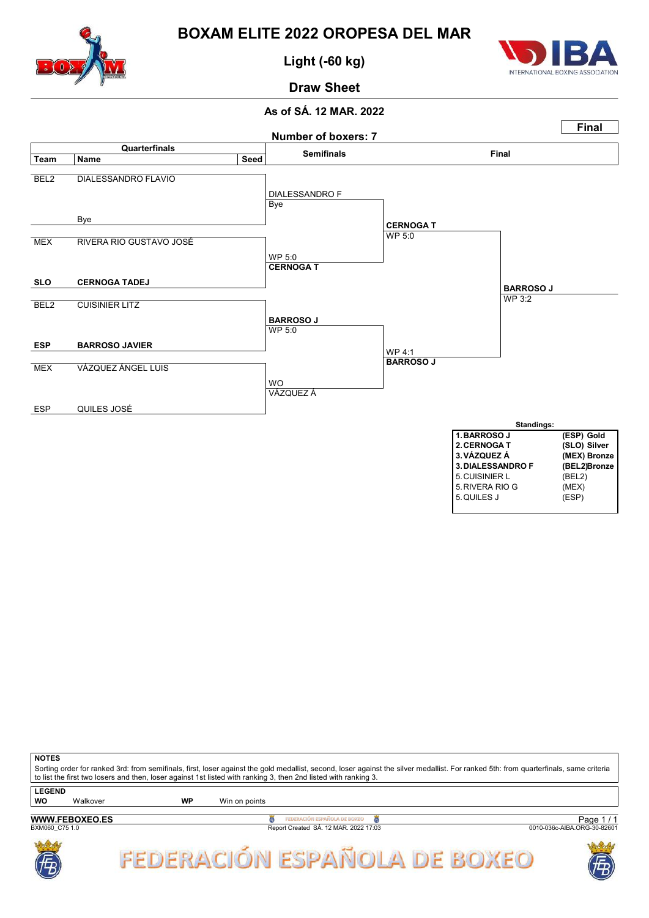# BOXAM ELITE 2022 OROPESA DEL MAR

## Light (-60 kg)

## Draw Sheet

### As of SÁ. 12 MAR. 2022

**Final**

Number of boxers: 7

### Quarterfinals

| Team | Name | Seed |
|---|---|---|
| BEL2 | DIALESSANDRO FLAVIO | |
| | Bye | |
| MEX | RIVERA RIO GUSTAVO JOSÉ | |
| **SLO** | **CERNOGA TADEJ** | |
| BEL2 | CUISINIER LITZ | |
| **ESP** | **BARROSO JAVIER** | |
| MEX | VÁZQUEZ ÁNGEL LUIS | |
| ESP | QUILES JOSÉ | |

### Semifinals

- DIALESSANDRO F — Bye
- WP 5:0 — **CERNOGA T**
- **BARROSO J** — WP 5:0
- WO — VÁZQUEZ Á

### Final

- **CERNOGA T** — WP 5:0
- WP 4:1 — **BARROSO J**

**BARROSO J** — WP 3:2

### Standings:

| | | |
|---|---|---|
| 1. | **BARROSO J** | **(ESP) Gold** |
| 2. | **CERNOGA T** | **(SLO) Silver** |
| 3. | **VÁZQUEZ Á** | **(MEX) Bronze** |
| 3. | **DIALESSANDRO F** | **(BEL2) Bronze** |
| 5. | CUISINIER L | (BEL2) |
| 5. | RIVERA RIO G | (MEX) |
| 5. | QUILES J | (ESP) |

**NOTES**

Sorting order for ranked 3rd: from semifinals, first, loser against the gold medallist, second, loser against the silver medallist. For ranked 5th: from quarterfinals, same criteria to list the first two losers and then, loser against 1st listed with ranking 3, then 2nd listed with ranking 3.

**LEGEND**

| | | | |
|---|---|---|---|
| **WO** | Walkover | **WP** | Win on points |

**WWW.FEBOXEO.ES**

BXM060_C75 1.0 — Report Created SÁ. 12 MAR. 2022 17:03 — 0010-036c-AIBA.ORG-30-82601

FEDERACIÓN ESPAÑOLA DE BOXEO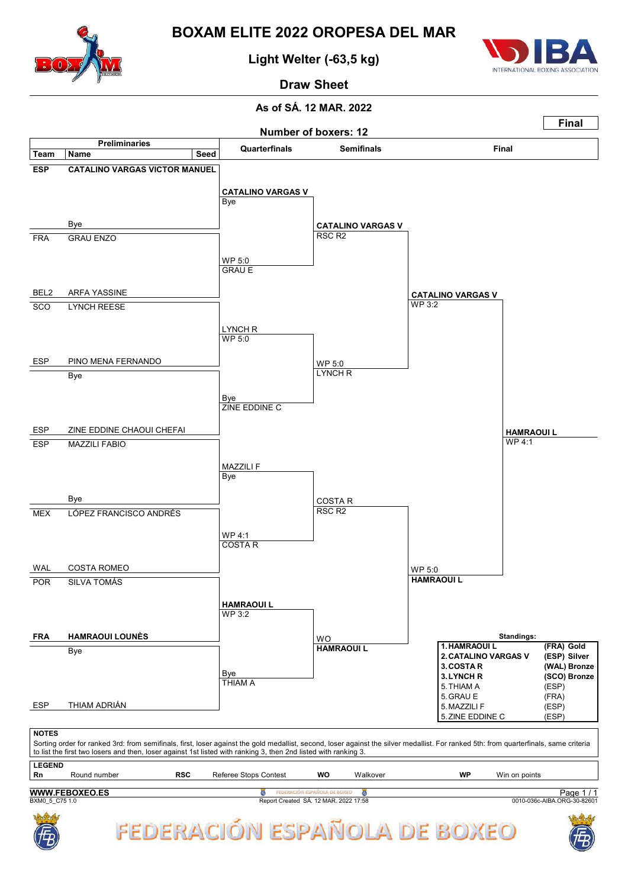# BOXAM ELITE 2022 OROPESA DEL MAR

## Light Welter (-63,5 kg)

## Draw Sheet

**As of SÁ. 12 MAR. 2022**

**Number of boxers: 12**

**Final**

### Preliminaries

| Team | Name | Seed |
|---|---|---|
| ESP | CATALINO VARGAS VICTOR MANUEL | |
| | Bye | |
| FRA | GRAU ENZO | |
| BEL2 | ARFA YASSINE | |
| SCO | LYNCH REESE | |
| ESP | PINO MENA FERNANDO | |
| | Bye | |
| ESP | ZINE EDDINE CHAOUI CHEFAI | |
| ESP | MAZZILI FABIO | |
| | Bye | |
| MEX | LÓPEZ FRANCISCO ANDRÉS | |
| WAL | COSTA ROMEO | |
| POR | SILVA TOMÁS | |
| FRA | HAMRAOUI LOUNÈS | |
| | Bye | |
| ESP | THIAM ADRIÁN | |

### Quarterfinals

- CATALINO VARGAS V — Bye
- GRAU E — WP 5:0
- LYNCH R — WP 5:0
- ZINE EDDINE C — Bye
- MAZZILI F — Bye
- COSTA R — WP 4:1
- HAMRAOUI L — WP 3:2
- THIAM A — Bye

### Semifinals

- CATALINO VARGAS V — RSC R2
- LYNCH R — WP 5:0
- COSTA R — RSC R2
- HAMRAOUI L — WO

### Final

- CATALINO VARGAS V — WP 3:2
- HAMRAOUI L — WP 5:0

**Winner: HAMRAOUI L — WP 4:1**

### Standings:

| | | |
|---|---|---|
| 1. | HAMRAOUI L | (FRA) Gold |
| 2. | CATALINO VARGAS V | (ESP) Silver |
| 3. | COSTA R | (WAL) Bronze |
| 3. | LYNCH R | (SCO) Bronze |
| 5. | THIAM A | (ESP) |
| 5. | GRAU E | (FRA) |
| 5. | MAZZILI F | (ESP) |
| 5. | ZINE EDDINE C | (ESP) |

**NOTES**

Sorting order for ranked 3rd: from semifinals, first, loser against the gold medallist, second, loser against the silver medallist. For ranked 5th: from quarterfinals, same criteria to list the first two losers and then, loser against 1st listed with ranking 3, then 2nd listed with ranking 3.

**LEGEND**

| | | | | | | | |
|---|---|---|---|---|---|---|---|
| **Rn** | Round number | **RSC** | Referee Stops Contest | **WO** | Walkover | **WP** | Win on points |

**WWW.FEBOXEO.ES**

BXM0_5_C75 1.0 — Report Created SÁ. 12 MAR. 2022 17:58 — 0010-036c-AIBA.ORG-30-82601

FEDERACIÓN ESPAÑOLA DE BOXEO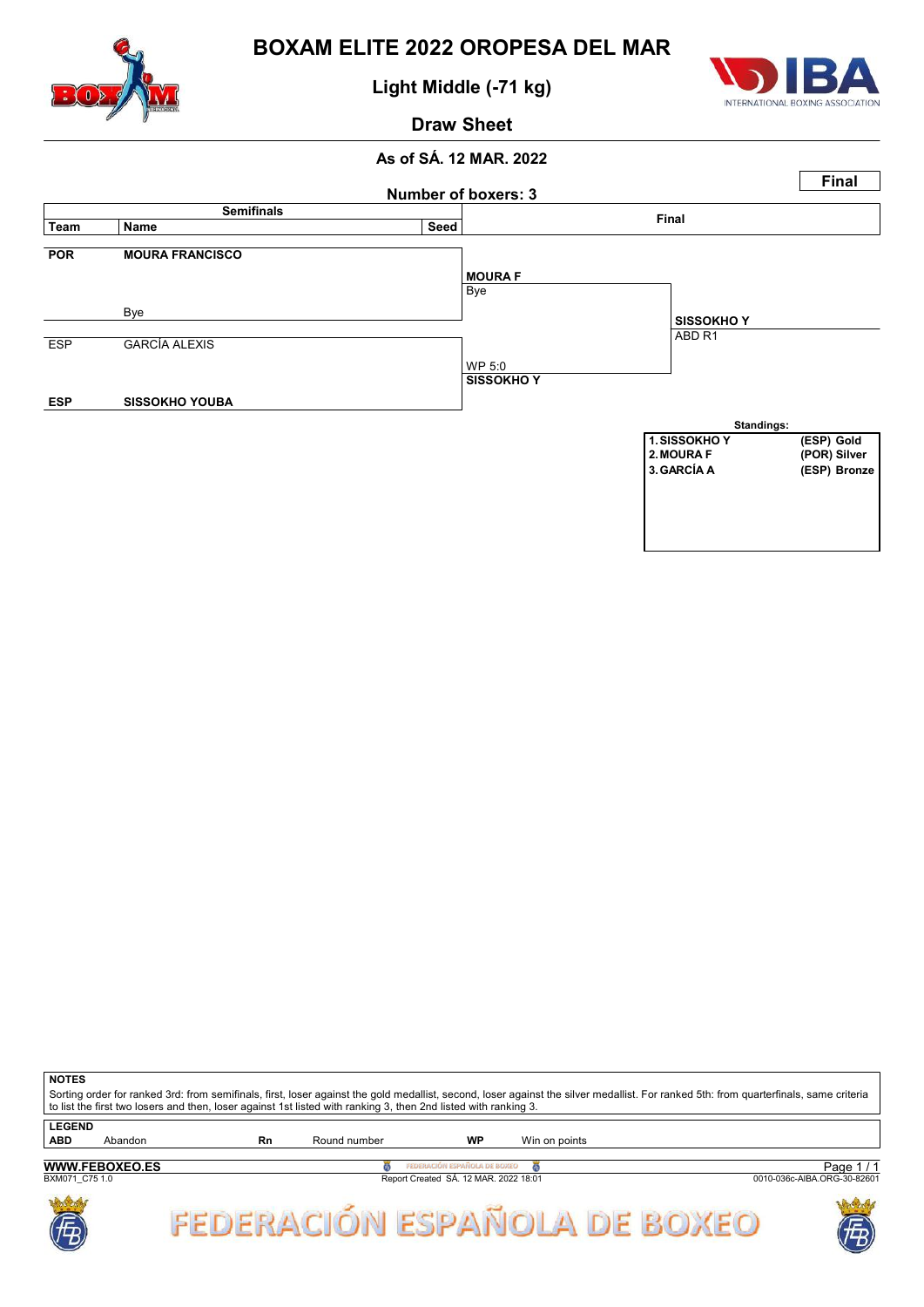# BOXAM ELITE 2022 OROPESA DEL MAR

## Light Middle (-71 kg)

## Draw Sheet

### As of SÁ. 12 MAR. 2022

**Final**

**Number of boxers: 3**

| Team | Name | Seed | Semifinals | Final |
|---|---|---|---|---|
| **POR** | **MOURA FRANCISCO** | | **MOURA F** | |
| | Bye | | Bye | |
| | | | | **SISSOKHO Y** |
| | | | | ABD R1 |
| ESP | GARCÍA ALEXIS | | WP 5:0 | |
| **ESP** | **SISSOKHO YOUBA** | | **SISSOKHO Y** | |

**Standings:**

| Rank | Name | Team | Medal |
|---|---|---|---|
| 1. | SISSOKHO Y | (ESP) | Gold |
| 2. | MOURA F | (POR) | Silver |
| 3. | GARCÍA A | (ESP) | Bronze |

**NOTES**

Sorting order for ranked 3rd: from semifinals, first, loser against the gold medallist, second, loser against the silver medallist. For ranked 5th: from quarterfinals, same criteria to list the first two losers and then, loser against 1st listed with ranking 3, then 2nd listed with ranking 3.

**LEGEND**

| | | | | | |
|---|---|---|---|---|---|
| **ABD** | Abandon | **Rn** | Round number | **WP** | Win on points |

**WWW.FEBOXEO.ES**

BXM071_C75 1.0 — Report Created SÁ. 12 MAR. 2022 18:01 — 0010-036c-AIBA.ORG-30-82601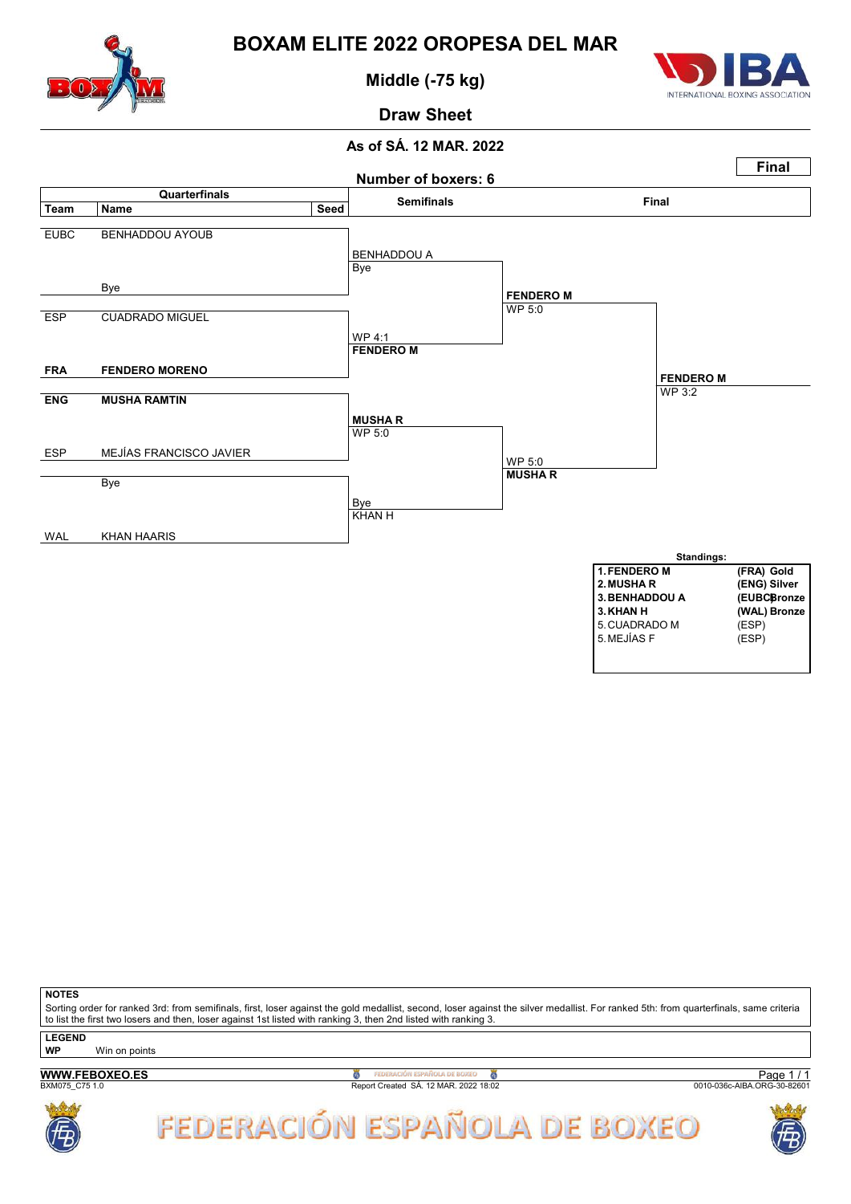# BOXAM ELITE 2022 OROPESA DEL MAR

## Middle (-75 kg)

## Draw Sheet

### As of SÁ. 12 MAR. 2022

**Final**

Number of boxers: 6

| Quarterfinals | | | Semifinals | Final | |
|---|---|---|---|---|---|
| **Team** | **Name** | **Seed** | | | |
| EUBC | BENHADDOU AYOUB | | BENHADDOU A<br>Bye | | |
| | Bye | | | FENDERO M<br>WP 5:0 | |
| ESP | CUADRADO MIGUEL | | WP 4:1<br>FENDERO M | | |
| FRA | FENDERO MORENO | | | | FENDERO M<br>WP 3:2 |
| ENG | MUSHA RAMTIN | | MUSHA R<br>WP 5:0 | | |
| ESP | MEJÍAS FRANCISCO JAVIER | | | WP 5:0<br>MUSHA R | |
| | Bye | | Bye<br>KHAN H | | |
| WAL | KHAN HAARIS | | | | |

**Standings:**

| | |
|---|---|
| **1. FENDERO M** | **(FRA) Gold** |
| **2. MUSHA R** | **(ENG) Silver** |
| **3. BENHADDOU A** | **(EUBC) Bronze** |
| **3. KHAN H** | **(WAL) Bronze** |
| 5. CUADRADO M | (ESP) |
| 5. MEJÍAS F | (ESP) |

**NOTES**

Sorting order for ranked 3rd: from semifinals, first, loser against the gold medallist, second, loser against the silver medallist. For ranked 5th: from quarterfinals, same criteria to list the first two losers and then, loser against 1st listed with ranking 3, then 2nd listed with ranking 3.

**LEGEND**

**WP** Win on points

**WWW.FEBOXEO.ES**

BXM075_C75 1.0

Report Created SÁ. 12 MAR. 2022 18:02

0010-036c-AIBA.ORG-30-82601

FEDERACIÓN ESPAÑOLA DE BOXEO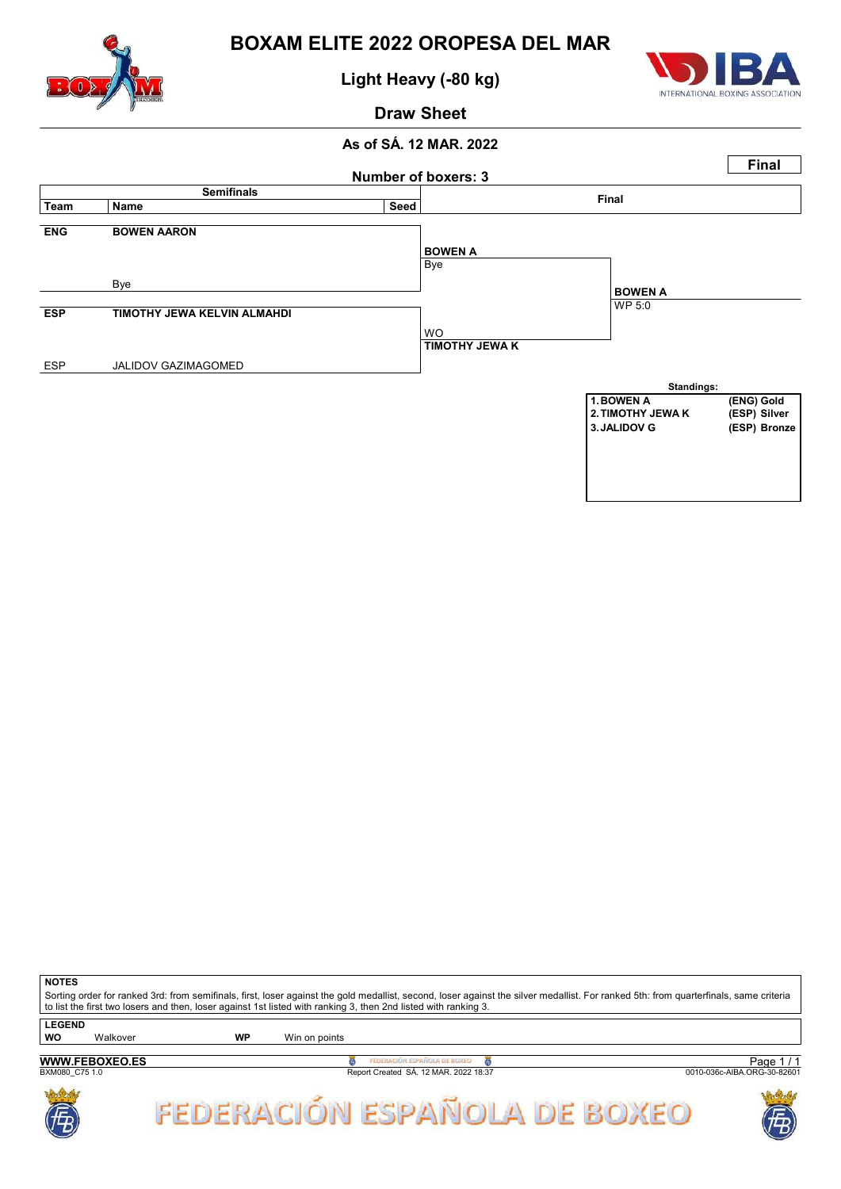# BOXAM ELITE 2022 OROPESA DEL MAR

## Light Heavy (-80 kg)

## Draw Sheet

### As of SÁ. 12 MAR. 2022

**Final**

**Number of boxers: 3**

| Team | Name | Seed | Semifinals | Final |
|---|---|---|---|---|
| **ENG** | **BOWEN AARON** | | **BOWEN A** | |
| | | | Bye | |
| | Bye | | | **BOWEN A** |
| | | | | WP 5:0 |
| **ESP** | **TIMOTHY JEWA KELVIN ALMAHDI** | | WO | |
| | | | **TIMOTHY JEWA K** | |
| ESP | JALIDOV GAZIMAGOMED | | | |

**Standings:**

| | | |
|---|---|---|
| 1. | **BOWEN A** | **(ENG) Gold** |
| 2. | **TIMOTHY JEWA K** | **(ESP) Silver** |
| 3. | **JALIDOV G** | **(ESP) Bronze** |

**NOTES**

Sorting order for ranked 3rd: from semifinals, first, loser against the gold medallist, second, loser against the silver medallist. For ranked 5th: from quarterfinals, same criteria to list the first two losers and then, loser against 1st listed with ranking 3, then 2nd listed with ranking 3.

**LEGEND**

| | | | |
|---|---|---|---|
| **WO** | Walkover | **WP** | Win on points |

**WWW.FEBOXEO.ES**

BXM080_C75 1.0 — Report Created SÁ. 12 MAR. 2022 18:37 — 0010-036c-AIBA.ORG-30-82601

FEDERACIÓN ESPAÑOLA DE BOXEO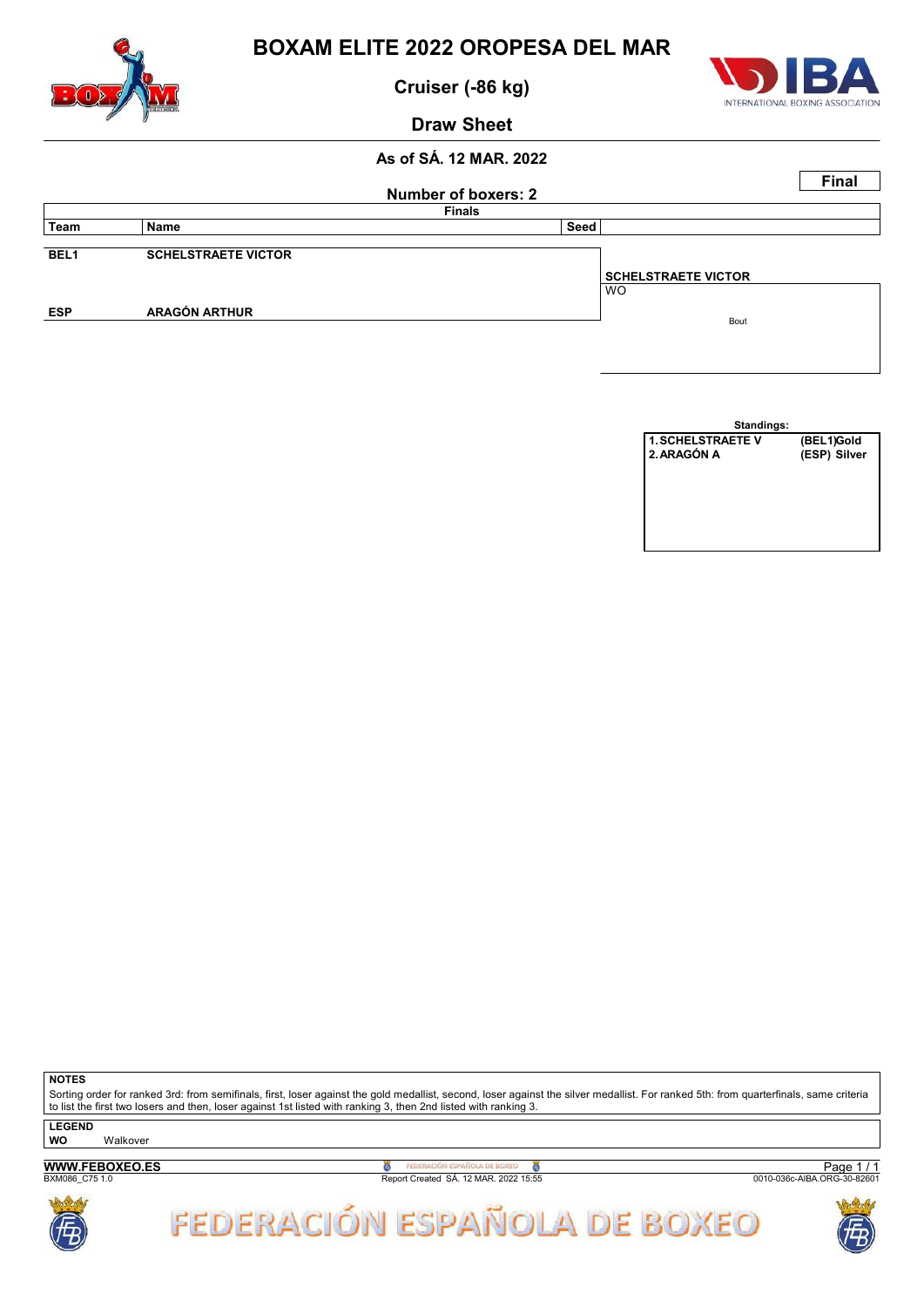# BOXAM ELITE 2022 OROPESA DEL MAR

## Cruiser (-86 kg)

## Draw Sheet

**As of SÁ. 12 MAR. 2022**

**Final**

**Number of boxers: 2**

**Finals**

| Team | Name | Seed | |
|---|---|---|---|
| BEL1 | SCHELSTRAETE VICTOR | | |
| | | | **SCHELSTRAETE VICTOR** |
| | | | WO |
| ESP | ARAGÓN ARTHUR | | Bout |

**Standings:**

| | |
|---|---|
| 1. SCHELSTRAETE V | (BEL1)Gold |
| 2. ARAGÓN A | (ESP) Silver |

**NOTES**

Sorting order for ranked 3rd: from semifinals, first, loser against the gold medallist, second, loser against the silver medallist. For ranked 5th: from quarterfinals, same criteria to list the first two losers and then, loser against 1st listed with ranking 3, then 2nd listed with ranking 3.

**LEGEND**

**WO** Walkover

**WWW.FEBOXEO.ES**

BXM086_C75 1.0

Report Created SÁ. 12 MAR. 2022 15:55

0010-036c-AIBA.ORG-30-82601

FEDERACIÓN ESPAÑOLA DE BOXEO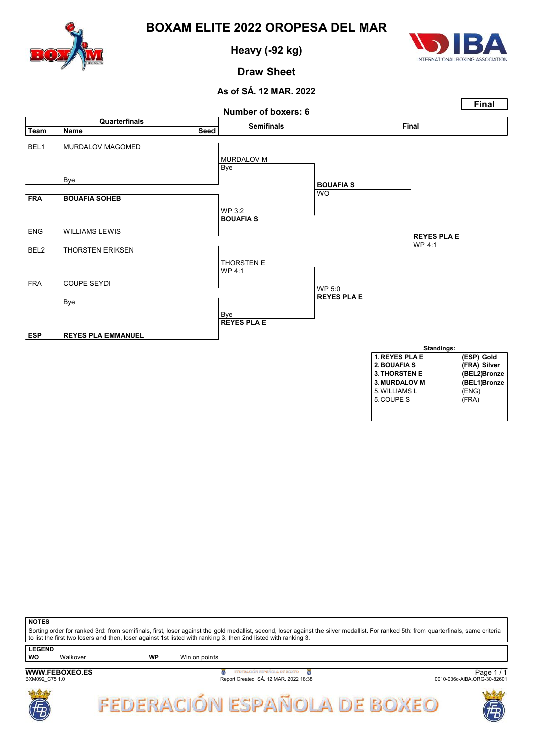# BOXAM ELITE 2022 OROPESA DEL MAR

## Heavy (-92 kg)

## Draw Sheet

### As of SÁ. 12 MAR. 2022

**Final**

**Number of boxers: 6**

| Quarterfinals | | | Semifinals | Final | |
|---|---|---|---|---|---|
| **Team** | **Name** | **Seed** | | | |
| BEL1 | MURDALOV MAGOMED | | MURDALOV M<br>Bye | | |
| | Bye | | | **BOUAFIA S**<br>WO | |
| **FRA** | **BOUAFIA SOHEB** | | WP 3:2<br>**BOUAFIA S** | | |
| ENG | WILLIAMS LEWIS | | | | **REYES PLA E**<br>WP 4:1 |
| BEL2 | THORSTEN ERIKSEN | | THORSTEN E<br>WP 4:1 | | |
| FRA | COUPE SEYDI | | | WP 5:0<br>**REYES PLA E** | |
| | Bye | | Bye<br>**REYES PLA E** | | |
| **ESP** | **REYES PLA EMMANUEL** | | | | |

**Standings:**

| | |
|---|---|
| **1. REYES PLA E** | **(ESP) Gold** |
| **2. BOUAFIA S** | **(FRA) Silver** |
| **3. THORSTEN E** | **(BEL2)Bronze** |
| **3. MURDALOV M** | **(BEL1)Bronze** |
| 5. WILLIAMS L | (ENG) |
| 5. COUPE S | (FRA) |

**NOTES**

Sorting order for ranked 3rd: from semifinals, first, loser against the gold medallist, second, loser against the silver medallist. For ranked 5th: from quarterfinals, same criteria to list the first two losers and then, loser against 1st listed with ranking 3, then 2nd listed with ranking 3.

**LEGEND**

| | | | |
|---|---|---|---|
| **WO** | Walkover | **WP** | Win on points |

**WWW.FEBOXEO.ES**

BXM092_C75 1.0 — Report Created SÁ. 12 MAR. 2022 18:38 — 0010-036c-AIBA.ORG-30-82601

FEDERACIÓN ESPAÑOLA DE BOXEO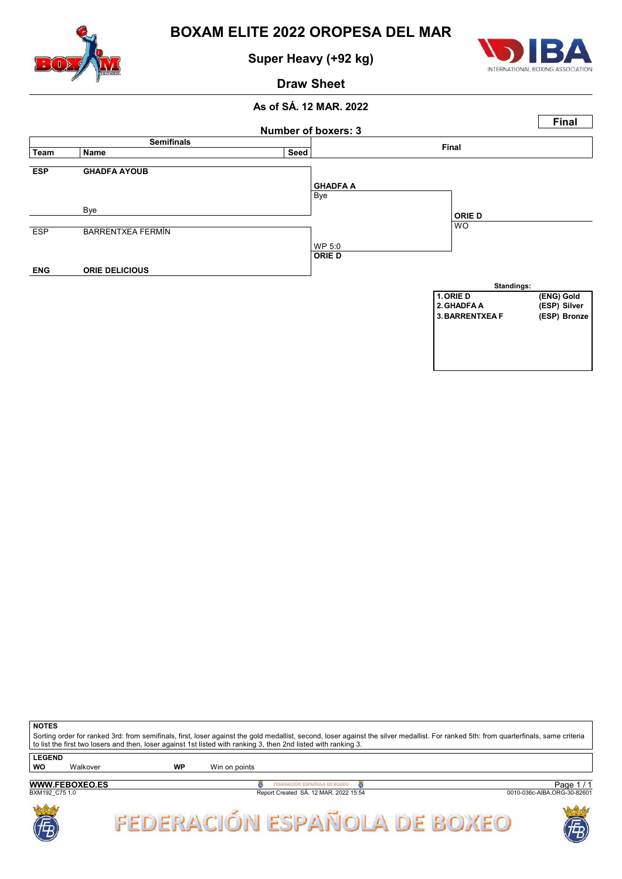# BOXAM ELITE 2022 OROPESA DEL MAR

## Super Heavy (+92 kg)

## Draw Sheet

**As of SÁ. 12 MAR. 2022**

**Final**

**Number of boxers: 3**

| Semifinals | | | Final | |
|---|---|---|---|---|
| **Team** | **Name** | **Seed** | | |
| **ESP** | **GHADFA AYOUB** | | **GHADFA A** | |
| | | | Bye | |
| | Bye | | | **ORIE D** |
| ESP | BARRENTXEA FERMÍN | | | WO |
| | | | WP 5:0 | |
| | | | **ORIE D** | |
| **ENG** | **ORIE DELICIOUS** | | | |

**Standings:**

| | | |
|---|---|---|
| 1. | ORIE D | (ENG) Gold |
| 2. | GHADFA A | (ESP) Silver |
| 3. | BARRENTXEA F | (ESP) Bronze |

**NOTES**

Sorting order for ranked 3rd: from semifinals, first, loser against the gold medallist, second, loser against the silver medallist. For ranked 5th: from quarterfinals, same criteria to list the first two losers and then, loser against 1st listed with ranking 3, then 2nd listed with ranking 3.

**LEGEND**

| | | | |
|---|---|---|---|
| **WO** | Walkover | **WP** | Win on points |

**WWW.FEBOXEO.ES**

BXM192_C75 1.0

Report Created SÁ. 12 MAR. 2022 15:54

0010-036c-AIBA.ORG-30-82601

FEDERACIÓN ESPAÑOLA DE BOXEO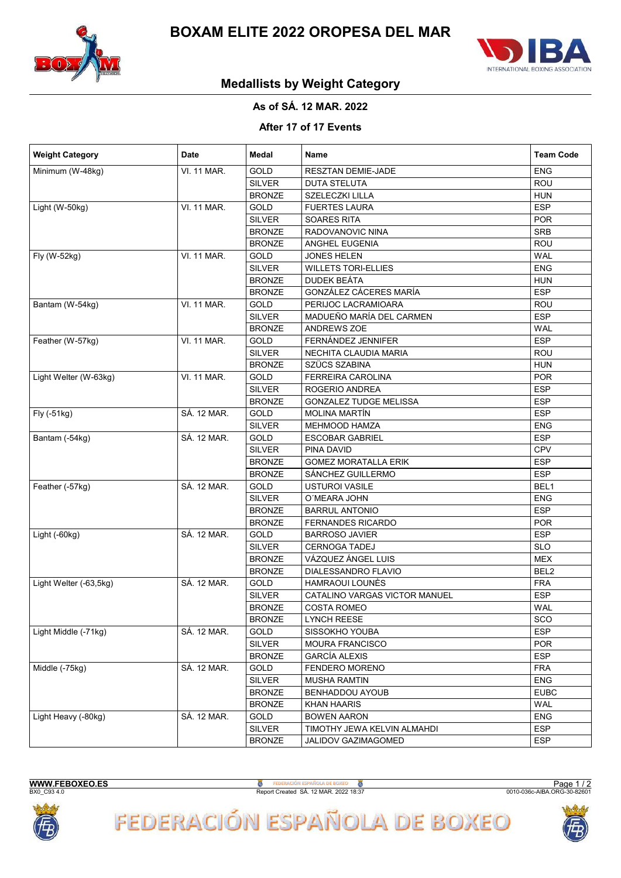# BOXAM ELITE 2022 OROPESA DEL MAR

## Medallists by Weight Category

**As of SÁ. 12 MAR. 2022**

**After 17 of 17 Events**

| Weight Category | Date | Medal | Name | Team Code |
|---|---|---|---|---|
| Minimum (W-48kg) | VI. 11 MAR. | GOLD | RESZTAN DEMIE-JADE | ENG |
| | | SILVER | DUTA STELUTA | ROU |
| | | BRONZE | SZELECZKI LILLA | HUN |
| Light (W-50kg) | VI. 11 MAR. | GOLD | FUERTES LAURA | ESP |
| | | SILVER | SOARES RITA | POR |
| | | BRONZE | RADOVANOVIC NINA | SRB |
| | | BRONZE | ANGHEL EUGENIA | ROU |
| Fly (W-52kg) | VI. 11 MAR. | GOLD | JONES HELEN | WAL |
| | | SILVER | WILLETS TORI-ELLIES | ENG |
| | | BRONZE | DUDEK BEÁTA | HUN |
| | | BRONZE | GONZÁLEZ CÁCERES MARÍA | ESP |
| Bantam (W-54kg) | VI. 11 MAR. | GOLD | PERIJOC LACRAMIOARA | ROU |
| | | SILVER | MADUEÑO MARÍA DEL CARMEN | ESP |
| | | BRONZE | ANDREWS ZOE | WAL |
| Feather (W-57kg) | VI. 11 MAR. | GOLD | FERNÁNDEZ JENNIFER | ESP |
| | | SILVER | NECHITA CLAUDIA MARIA | ROU |
| | | BRONZE | SZÜCS SZABINA | HUN |
| Light Welter (W-63kg) | VI. 11 MAR. | GOLD | FERREIRA CAROLINA | POR |
| | | SILVER | ROGERIO ANDREA | ESP |
| | | BRONZE | GONZALEZ TUDGE MELISSA | ESP |
| Fly (-51kg) | SÁ. 12 MAR. | GOLD | MOLINA MARTÍN | ESP |
| | | SILVER | MEHMOOD HAMZA | ENG |
| Bantam (-54kg) | SÁ. 12 MAR. | GOLD | ESCOBAR GABRIEL | ESP |
| | | SILVER | PINA DAVID | CPV |
| | | BRONZE | GOMEZ MORATALLA ERIK | ESP |
| | | BRONZE | SÁNCHEZ GUILLERMO | ESP |
| Feather (-57kg) | SÁ. 12 MAR. | GOLD | USTUROI VASILE | BEL1 |
| | | SILVER | O´MEARA JOHN | ENG |
| | | BRONZE | BARRUL ANTONIO | ESP |
| | | BRONZE | FERNANDES RICARDO | POR |
| Light (-60kg) | SÁ. 12 MAR. | GOLD | BARROSO JAVIER | ESP |
| | | SILVER | CERNOGA TADEJ | SLO |
| | | BRONZE | VÁZQUEZ ÁNGEL LUIS | MEX |
| | | BRONZE | DIALESSANDRO FLAVIO | BEL2 |
| Light Welter (-63,5kg) | SÁ. 12 MAR. | GOLD | HAMRAOUI LOUNÈS | FRA |
| | | SILVER | CATALINO VARGAS VICTOR MANUEL | ESP |
| | | BRONZE | COSTA ROMEO | WAL |
| | | BRONZE | LYNCH REESE | SCO |
| Light Middle (-71kg) | SÁ. 12 MAR. | GOLD | SISSOKHO YOUBA | ESP |
| | | SILVER | MOURA FRANCISCO | POR |
| | | BRONZE | GARCÍA ALEXIS | ESP |
| Middle (-75kg) | SÁ. 12 MAR. | GOLD | FENDERO MORENO | FRA |
| | | SILVER | MUSHA RAMTIN | ENG |
| | | BRONZE | BENHADDOU AYOUB | EUBC |
| | | BRONZE | KHAN HAARIS | WAL |
| Light Heavy (-80kg) | SÁ. 12 MAR. | GOLD | BOWEN AARON | ENG |
| | | SILVER | TIMOTHY JEWA KELVIN ALMAHDI | ESP |
| | | BRONZE | JALIDOV GAZIMAGOMED | ESP |

WWW.FEBOXEO.ES
BX0_C93 4.0
Report Created SÁ. 12 MAR. 2022 18:37
0010-036c-AIBA.ORG-30-82601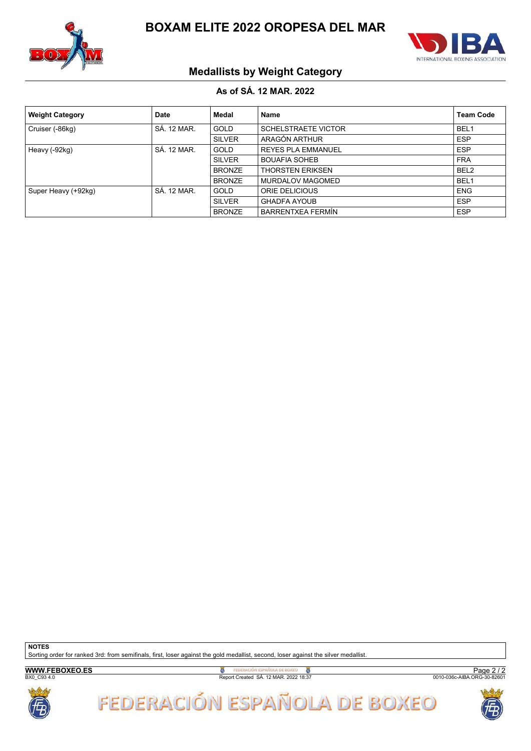# BOXAM ELITE 2022 OROPESA DEL MAR

## Medallists by Weight Category

### As of SÁ. 12 MAR. 2022

| Weight Category | Date | Medal | Name | Team Code |
|---|---|---|---|---|
| Cruiser (-86kg) | SÁ. 12 MAR. | GOLD | SCHELSTRAETE VICTOR | BEL1 |
| | | SILVER | ARAGÓN ARTHUR | ESP |
| Heavy (-92kg) | SÁ. 12 MAR. | GOLD | REYES PLA EMMANUEL | ESP |
| | | SILVER | BOUAFIA SOHEB | FRA |
| | | BRONZE | THORSTEN ERIKSEN | BEL2 |
| | | BRONZE | MURDALOV MAGOMED | BEL1 |
| Super Heavy (+92kg) | SÁ. 12 MAR. | GOLD | ORIE DELICIOUS | ENG |
| | | SILVER | GHADFA AYOUB | ESP |
| | | BRONZE | BARRENTXEA FERMÍN | ESP |

**NOTES**

Sorting order for ranked 3rd: from semifinals, first, loser against the gold medallist, second, loser against the silver medallist.

**WWW.FEBOXEO.ES**

BX0_C93 4.0 — Report Created SÁ. 12 MAR. 2022 18:37 — 0010-036c-AIBA.ORG-30-82601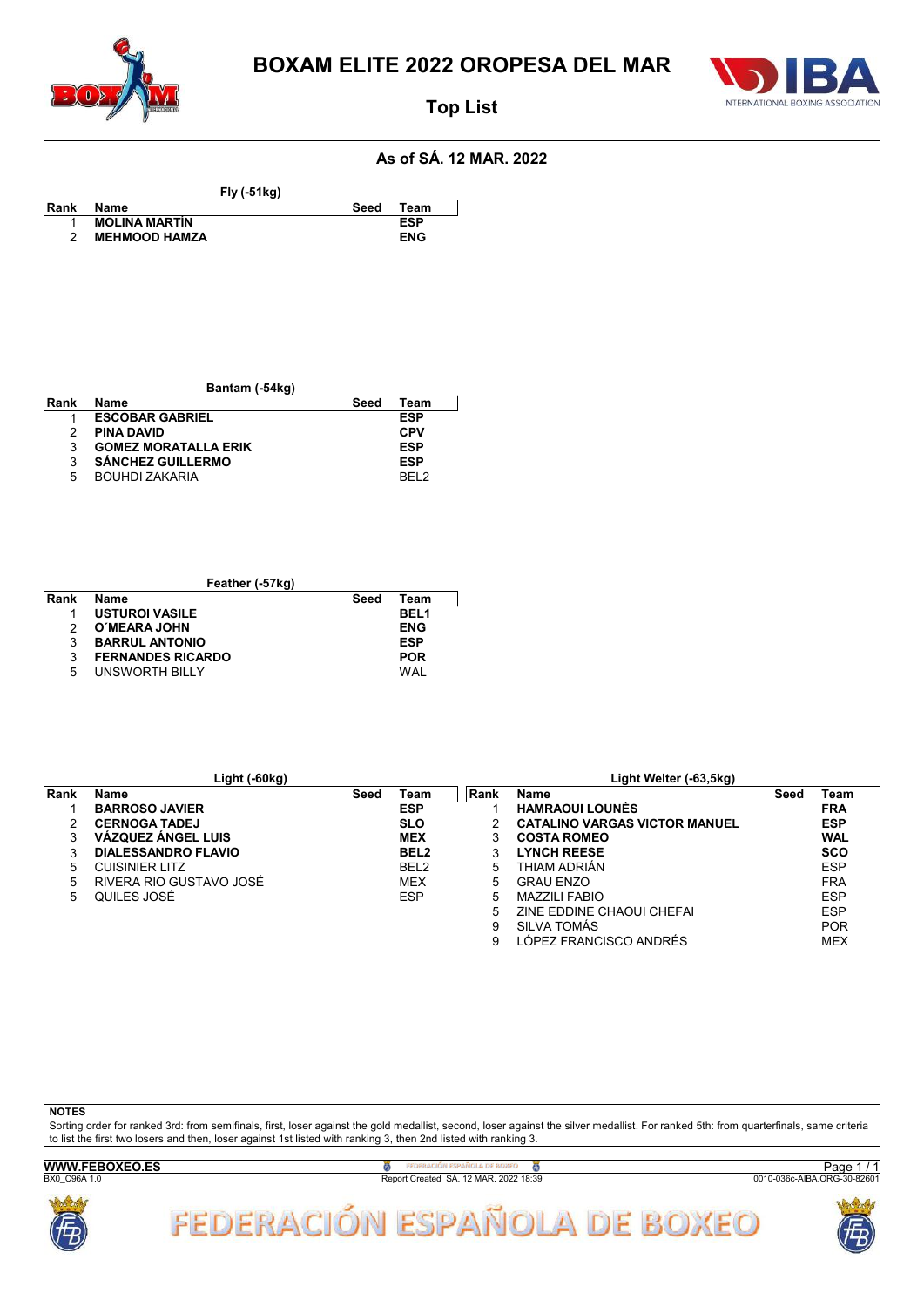# BOXAM ELITE 2022 OROPESA DEL MAR

## Top List

### As of SÁ. 12 MAR. 2022

**Fly (-51kg)**

| Rank | Name | Seed | Team |
|---|---|---|---|
| 1 | **MOLINA MARTÍN** | | **ESP** |
| 2 | **MEHMOOD HAMZA** | | **ENG** |

**Bantam (-54kg)**

| Rank | Name | Seed | Team |
|---|---|---|---|
| 1 | **ESCOBAR GABRIEL** | | **ESP** |
| 2 | **PINA DAVID** | | **CPV** |
| 3 | **GOMEZ MORATALLA ERIK** | | **ESP** |
| 3 | **SÁNCHEZ GUILLERMO** | | **ESP** |
| 5 | BOUHDI ZAKARIA | | BEL2 |

**Feather (-57kg)**

| Rank | Name | Seed | Team |
|---|---|---|---|
| 1 | **USTUROI VASILE** | | **BEL1** |
| 2 | **O´MEARA JOHN** | | **ENG** |
| 3 | **BARRUL ANTONIO** | | **ESP** |
| 3 | **FERNANDES RICARDO** | | **POR** |
| 5 | UNSWORTH BILLY | | WAL |

**Light (-60kg)**

| Rank | Name | Seed | Team |
|---|---|---|---|
| 1 | **BARROSO JAVIER** | | **ESP** |
| 2 | **CERNOGA TADEJ** | | **SLO** |
| 3 | **VÁZQUEZ ÁNGEL LUIS** | | **MEX** |
| 3 | **DIALESSANDRO FLAVIO** | | **BEL2** |
| 5 | CUISINIER LITZ | | BEL2 |
| 5 | RIVERA RIO GUSTAVO JOSÉ | | MEX |
| 5 | QUILES JOSÉ | | ESP |

**Light Welter (-63,5kg)**

| Rank | Name | Seed | Team |
|---|---|---|---|
| 1 | **HAMRAOUI LOUNÈS** | | **FRA** |
| 2 | **CATALINO VARGAS VICTOR MANUEL** | | **ESP** |
| 3 | **COSTA ROMEO** | | **WAL** |
| 3 | **LYNCH REESE** | | **SCO** |
| 5 | THIAM ADRIÁN | | ESP |
| 5 | GRAU ENZO | | FRA |
| 5 | MAZZILI FABIO | | ESP |
| 5 | ZINE EDDINE CHAOUI CHEFAI | | ESP |
| 9 | SILVA TOMÁS | | POR |
| 9 | LÓPEZ FRANCISCO ANDRÉS | | MEX |

**NOTES**

Sorting order for ranked 3rd: from semifinals, first, loser against the gold medallist, second, loser against the silver medallist. For ranked 5th: from quarterfinals, same criteria to list the first two losers and then, loser against 1st listed with ranking 3, then 2nd listed with ranking 3.

WWW.FEBOXEO.ES

BX0_C96A 1.0 — Report Created SÁ. 12 MAR. 2022 18:39 — 0010-036c-AIBA.ORG-30-82601

FEDERACIÓN ESPAÑOLA DE BOXEO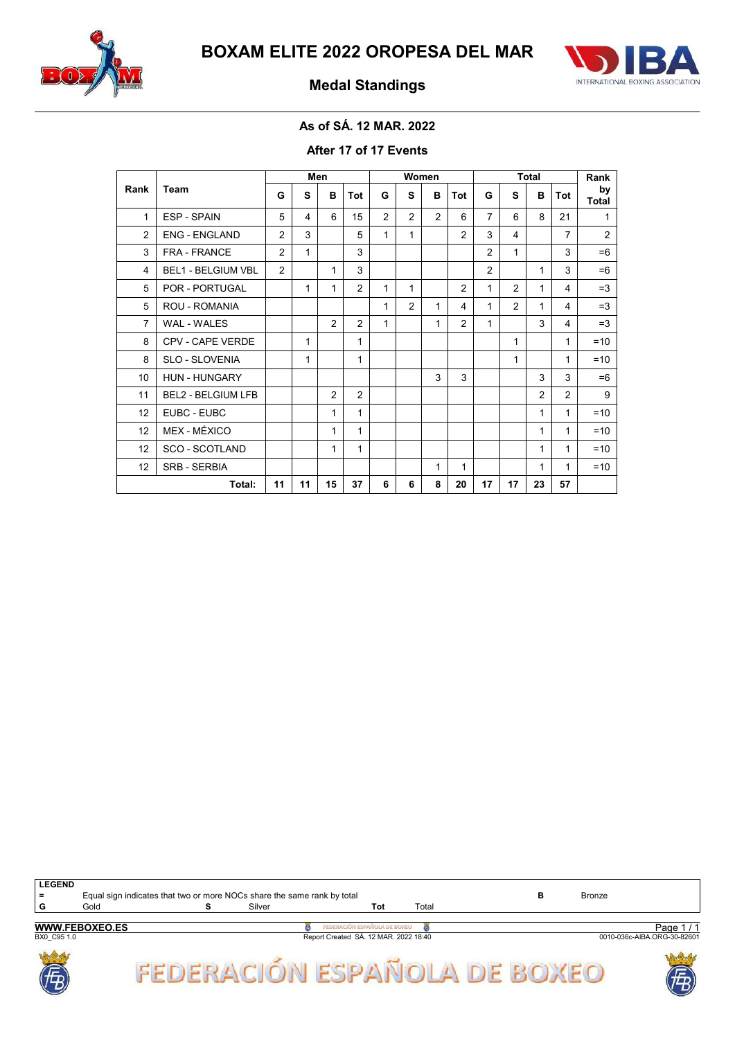# BOXAM ELITE 2022 OROPESA DEL MAR

## Medal Standings

**As of SÁ. 12 MAR. 2022**

**After 17 of 17 Events**

| Rank | Team | Men | | | | Women | | | | Total | | | | Rank by Total |
|---|---|---|---|---|---|---|---|---|---|---|---|---|---|---|
| | | G | S | B | Tot | G | S | B | Tot | G | S | B | Tot | |
| 1 | ESP - SPAIN | 5 | 4 | 6 | 15 | 2 | 2 | 2 | 6 | 7 | 6 | 8 | 21 | 1 |
| 2 | ENG - ENGLAND | 2 | 3 | | 5 | 1 | 1 | | 2 | 3 | 4 | | 7 | 2 |
| 3 | FRA - FRANCE | 2 | 1 | | 3 | | | | | 2 | 1 | | 3 | =6 |
| 4 | BEL1 - BELGIUM VBL | 2 | | 1 | 3 | | | | | 2 | | 1 | 3 | =6 |
| 5 | POR - PORTUGAL | | 1 | 1 | 2 | 1 | 1 | | 2 | 1 | 2 | 1 | 4 | =3 |
| 5 | ROU - ROMANIA | | | | | 1 | 2 | 1 | 4 | 1 | 2 | 1 | 4 | =3 |
| 7 | WAL - WALES | | | 2 | 2 | 1 | | 1 | 2 | 1 | | 3 | 4 | =3 |
| 8 | CPV - CAPE VERDE | | 1 | | 1 | | | | | | 1 | | 1 | =10 |
| 8 | SLO - SLOVENIA | | 1 | | 1 | | | | | | 1 | | 1 | =10 |
| 10 | HUN - HUNGARY | | | | | | | 3 | 3 | | | 3 | 3 | =6 |
| 11 | BEL2 - BELGIUM LFB | | | 2 | 2 | | | | | | | 2 | 2 | 9 |
| 12 | EUBC - EUBC | | | 1 | 1 | | | | | | | 1 | 1 | =10 |
| 12 | MEX - MÉXICO | | | 1 | 1 | | | | | | | 1 | 1 | =10 |
| 12 | SCO - SCOTLAND | | | 1 | 1 | | | | | | | 1 | 1 | =10 |
| 12 | SRB - SERBIA | | | | | | | 1 | 1 | | | 1 | 1 | =10 |
| | **Total:** | **11** | **11** | **15** | **37** | **6** | **6** | **8** | **20** | **17** | **17** | **23** | **57** | |

**LEGEND**

| | | | | | | | |
|---|---|---|---|---|---|---|---|
| = | Equal sign indicates that two or more NOCs share the same rank by total | | | | | B | Bronze |
| G | Gold | S | Silver | Tot | Total | | |

**WWW.FEBOXEO.ES**

BX0_C95 1.0

Report Created SÁ. 12 MAR. 2022 18:40

0010-036c-AIBA.ORG-30-82601